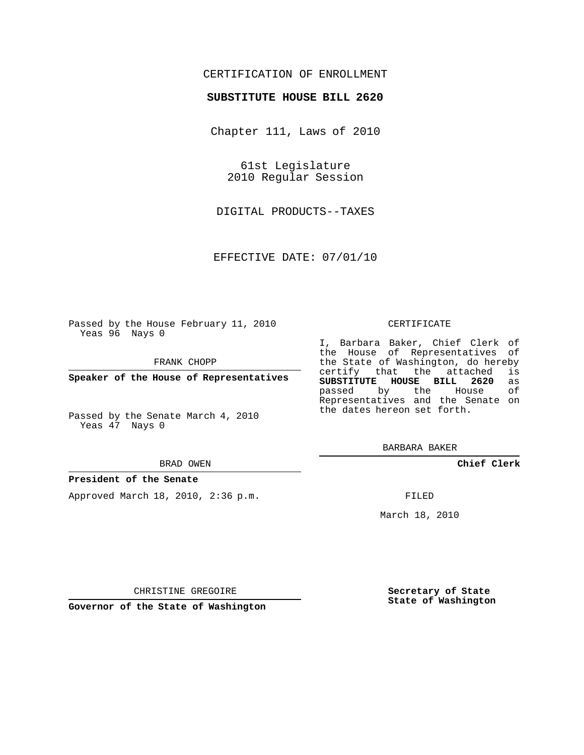CERTIFICATION OF ENROLLMENT

**SUBSTITUTE HOUSE BILL 2620**

Chapter 111, Laws of 2010

61st Legislature
2010 Regular Session

DIGITAL PRODUCTS--TAXES

EFFECTIVE DATE: 07/01/10

Passed by the House February 11, 2010
Yeas 96 Nays 0

FRANK CHOPP

**Speaker of the House of Representatives**

Passed by the Senate March 4, 2010
Yeas 47 Nays 0

BRAD OWEN

**President of the Senate**

Approved March 18, 2010, 2:36 p.m.

CHRISTINE GREGOIRE

**Governor of the State of Washington**

CERTIFICATE

I, Barbara Baker, Chief Clerk of the House of Representatives of the State of Washington, do hereby certify that the attached is **SUBSTITUTE HOUSE BILL 2620** as passed by the House of Representatives and the Senate on the dates hereon set forth.

BARBARA BAKER

**Chief Clerk**

FILED

March 18, 2010

**Secretary of State**
**State of Washington**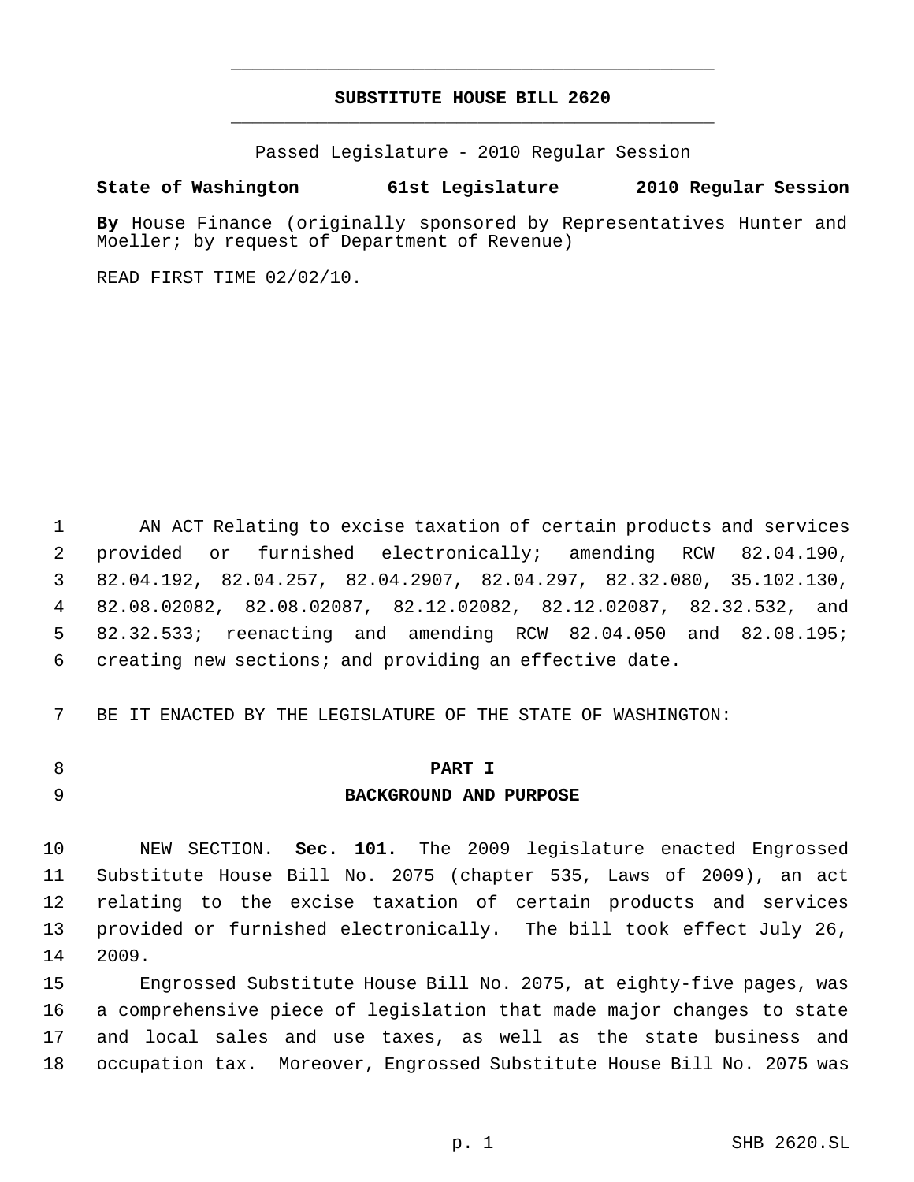# SUBSTITUTE HOUSE BILL 2620

Passed Legislature - 2010 Regular Session

**State of Washington 61st Legislature 2010 Regular Session**

**By** House Finance (originally sponsored by Representatives Hunter and Moeller; by request of Department of Revenue)

READ FIRST TIME 02/02/10.

AN ACT Relating to excise taxation of certain products and services provided or furnished electronically; amending RCW 82.04.190, 82.04.192, 82.04.257, 82.04.2907, 82.04.297, 82.32.080, 35.102.130, 82.08.02082, 82.08.02087, 82.12.02082, 82.12.02087, 82.32.532, and 82.32.533; reenacting and amending RCW 82.04.050 and 82.08.195; creating new sections; and providing an effective date.

BE IT ENACTED BY THE LEGISLATURE OF THE STATE OF WASHINGTON:

## PART I
## BACKGROUND AND PURPOSE

NEW SECTION. **Sec. 101.** The 2009 legislature enacted Engrossed Substitute House Bill No. 2075 (chapter 535, Laws of 2009), an act relating to the excise taxation of certain products and services provided or furnished electronically. The bill took effect July 26, 2009.

Engrossed Substitute House Bill No. 2075, at eighty-five pages, was a comprehensive piece of legislation that made major changes to state and local sales and use taxes, as well as the state business and occupation tax. Moreover, Engrossed Substitute House Bill No. 2075 was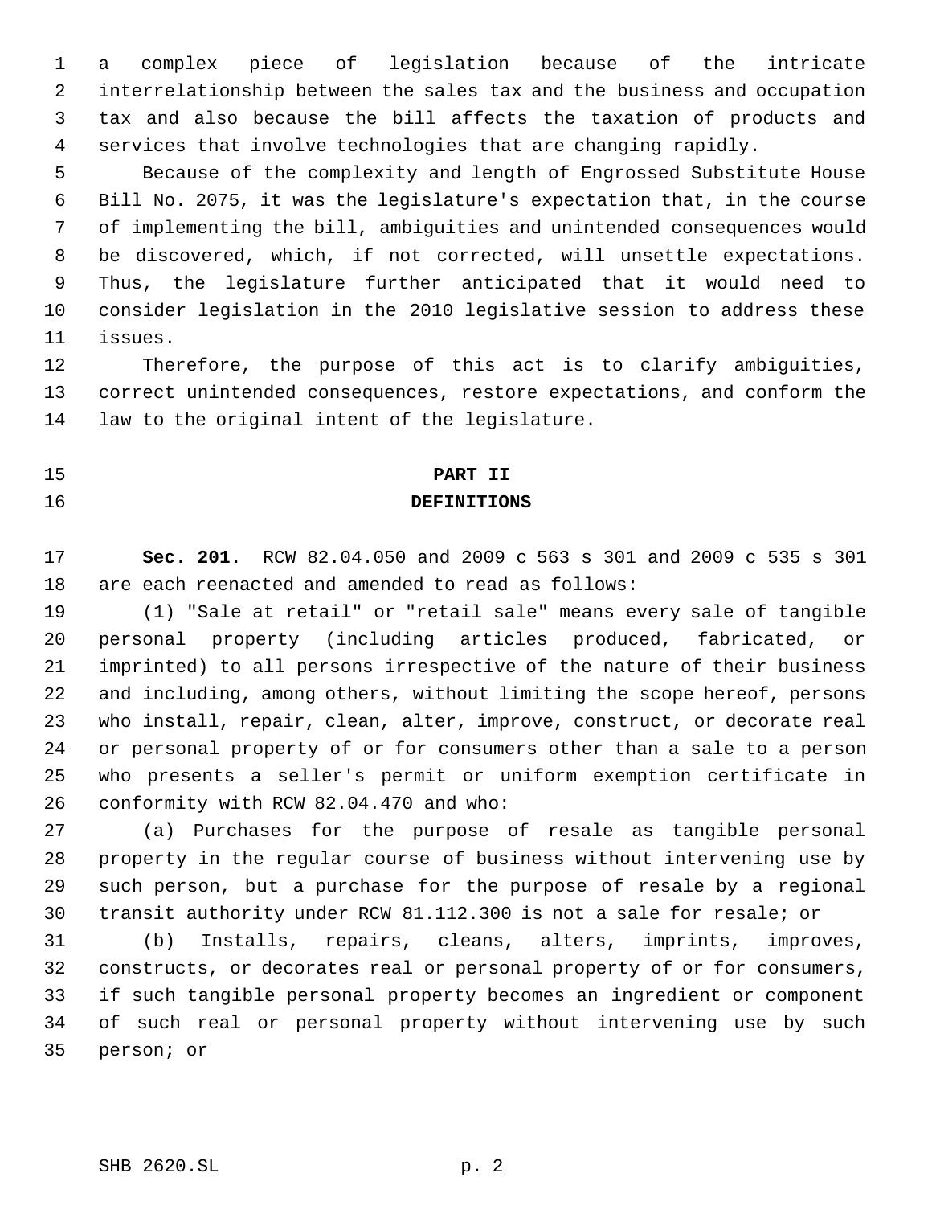a complex piece of legislation because of the intricate interrelationship between the sales tax and the business and occupation tax and also because the bill affects the taxation of products and services that involve technologies that are changing rapidly.

Because of the complexity and length of Engrossed Substitute House Bill No. 2075, it was the legislature's expectation that, in the course of implementing the bill, ambiguities and unintended consequences would be discovered, which, if not corrected, will unsettle expectations. Thus, the legislature further anticipated that it would need to consider legislation in the 2010 legislative session to address these issues.

Therefore, the purpose of this act is to clarify ambiguities, correct unintended consequences, restore expectations, and conform the law to the original intent of the legislature.

## PART II
## DEFINITIONS

**Sec. 201.** RCW 82.04.050 and 2009 c 563 s 301 and 2009 c 535 s 301 are each reenacted and amended to read as follows:

(1) "Sale at retail" or "retail sale" means every sale of tangible personal property (including articles produced, fabricated, or imprinted) to all persons irrespective of the nature of their business and including, among others, without limiting the scope hereof, persons who install, repair, clean, alter, improve, construct, or decorate real or personal property of or for consumers other than a sale to a person who presents a seller's permit or uniform exemption certificate in conformity with RCW 82.04.470 and who:

(a) Purchases for the purpose of resale as tangible personal property in the regular course of business without intervening use by such person, but a purchase for the purpose of resale by a regional transit authority under RCW 81.112.300 is not a sale for resale; or

(b) Installs, repairs, cleans, alters, imprints, improves, constructs, or decorates real or personal property of or for consumers, if such tangible personal property becomes an ingredient or component of such real or personal property without intervening use by such person; or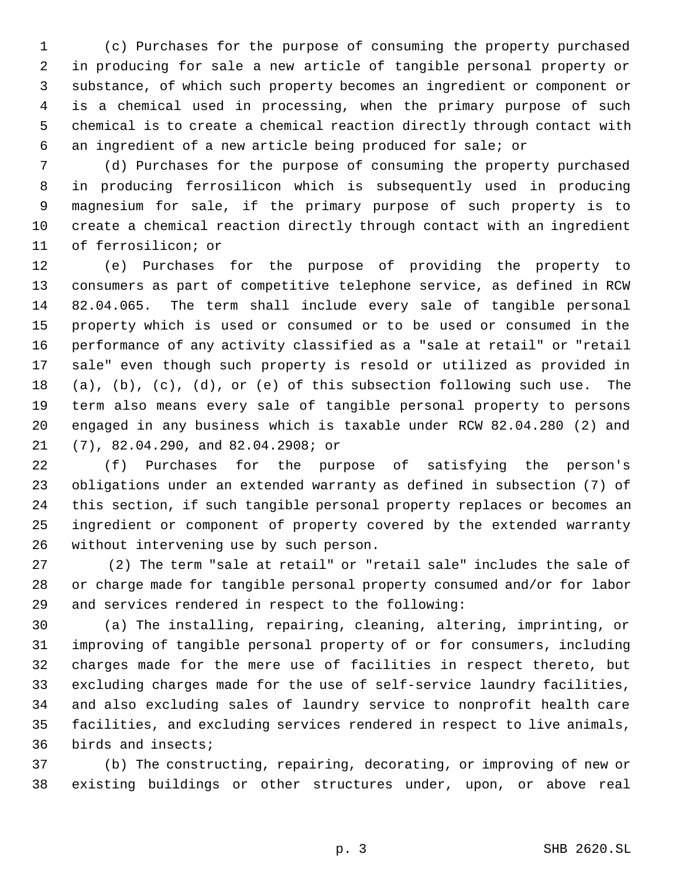(c) Purchases for the purpose of consuming the property purchased in producing for sale a new article of tangible personal property or substance, of which such property becomes an ingredient or component or is a chemical used in processing, when the primary purpose of such chemical is to create a chemical reaction directly through contact with an ingredient of a new article being produced for sale; or

(d) Purchases for the purpose of consuming the property purchased in producing ferrosilicon which is subsequently used in producing magnesium for sale, if the primary purpose of such property is to create a chemical reaction directly through contact with an ingredient of ferrosilicon; or

(e) Purchases for the purpose of providing the property to consumers as part of competitive telephone service, as defined in RCW 82.04.065. The term shall include every sale of tangible personal property which is used or consumed or to be used or consumed in the performance of any activity classified as a "sale at retail" or "retail sale" even though such property is resold or utilized as provided in (a), (b), (c), (d), or (e) of this subsection following such use. The term also means every sale of tangible personal property to persons engaged in any business which is taxable under RCW 82.04.280 (2) and (7), 82.04.290, and 82.04.2908; or

(f) Purchases for the purpose of satisfying the person's obligations under an extended warranty as defined in subsection (7) of this section, if such tangible personal property replaces or becomes an ingredient or component of property covered by the extended warranty without intervening use by such person.

(2) The term "sale at retail" or "retail sale" includes the sale of or charge made for tangible personal property consumed and/or for labor and services rendered in respect to the following:

(a) The installing, repairing, cleaning, altering, imprinting, or improving of tangible personal property of or for consumers, including charges made for the mere use of facilities in respect thereto, but excluding charges made for the use of self-service laundry facilities, and also excluding sales of laundry service to nonprofit health care facilities, and excluding services rendered in respect to live animals, birds and insects;

(b) The constructing, repairing, decorating, or improving of new or existing buildings or other structures under, upon, or above real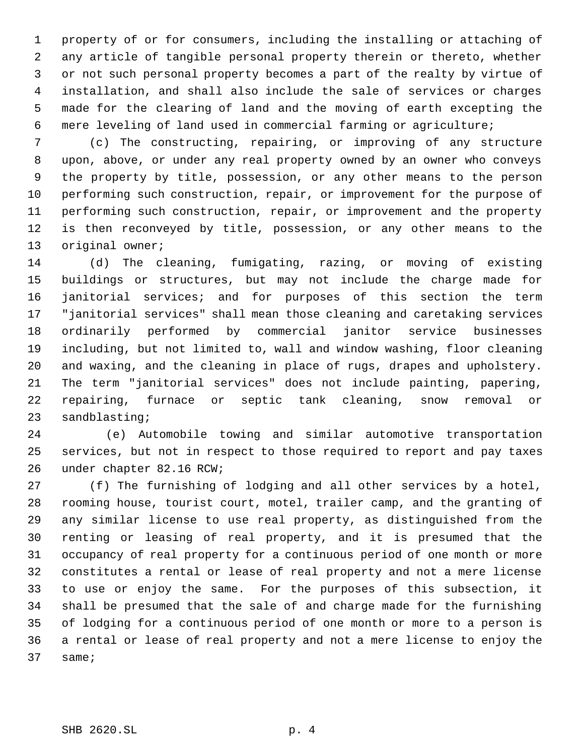property of or for consumers, including the installing or attaching of any article of tangible personal property therein or thereto, whether or not such personal property becomes a part of the realty by virtue of installation, and shall also include the sale of services or charges made for the clearing of land and the moving of earth excepting the mere leveling of land used in commercial farming or agriculture;

(c) The constructing, repairing, or improving of any structure upon, above, or under any real property owned by an owner who conveys the property by title, possession, or any other means to the person performing such construction, repair, or improvement for the purpose of performing such construction, repair, or improvement and the property is then reconveyed by title, possession, or any other means to the original owner;

(d) The cleaning, fumigating, razing, or moving of existing buildings or structures, but may not include the charge made for janitorial services; and for purposes of this section the term "janitorial services" shall mean those cleaning and caretaking services ordinarily performed by commercial janitor service businesses including, but not limited to, wall and window washing, floor cleaning and waxing, and the cleaning in place of rugs, drapes and upholstery. The term "janitorial services" does not include painting, papering, repairing, furnace or septic tank cleaning, snow removal or sandblasting;

(e) Automobile towing and similar automotive transportation services, but not in respect to those required to report and pay taxes under chapter 82.16 RCW;

(f) The furnishing of lodging and all other services by a hotel, rooming house, tourist court, motel, trailer camp, and the granting of any similar license to use real property, as distinguished from the renting or leasing of real property, and it is presumed that the occupancy of real property for a continuous period of one month or more constitutes a rental or lease of real property and not a mere license to use or enjoy the same. For the purposes of this subsection, it shall be presumed that the sale of and charge made for the furnishing of lodging for a continuous period of one month or more to a person is a rental or lease of real property and not a mere license to enjoy the same;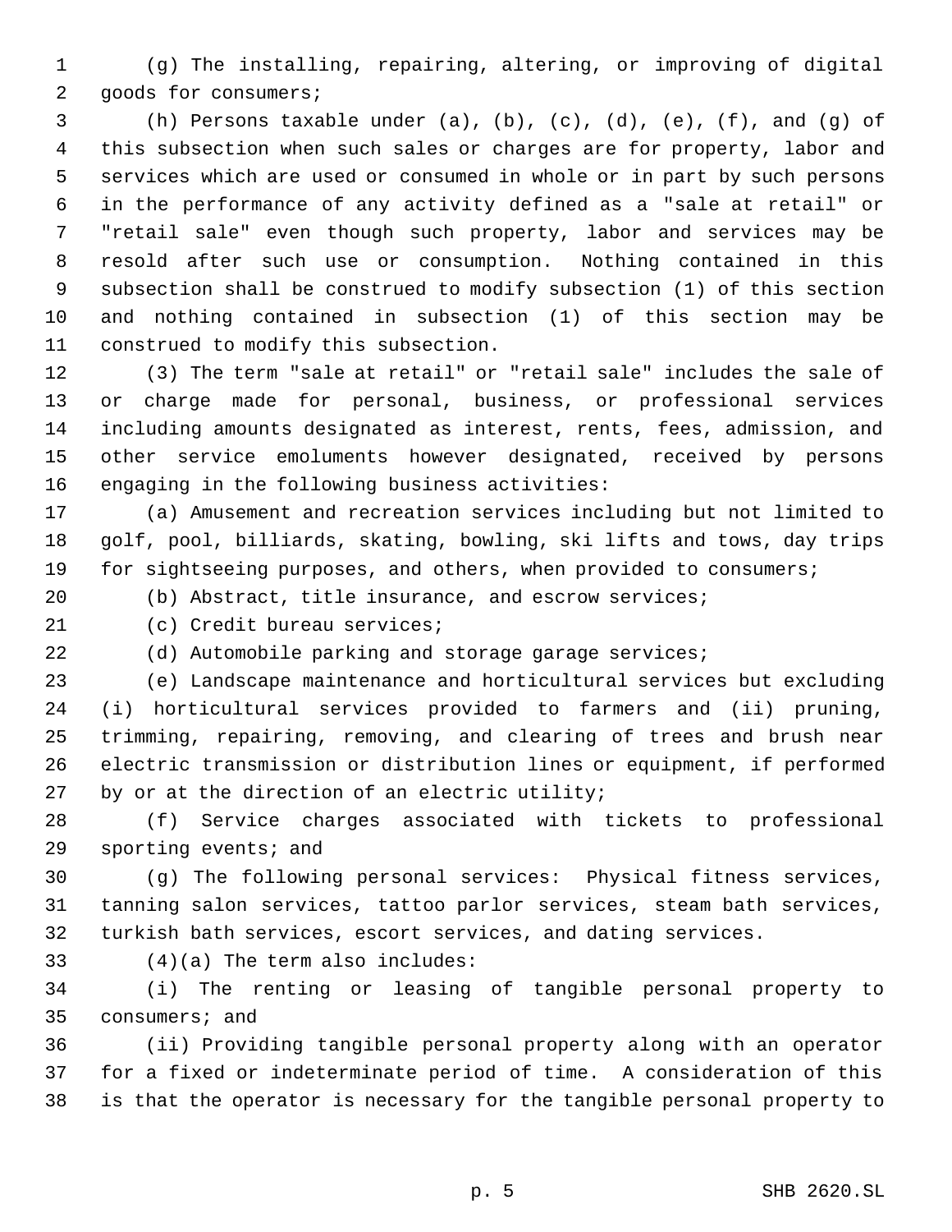(g) The installing, repairing, altering, or improving of digital goods for consumers;

(h) Persons taxable under (a), (b), (c), (d), (e), (f), and (g) of this subsection when such sales or charges are for property, labor and services which are used or consumed in whole or in part by such persons in the performance of any activity defined as a "sale at retail" or "retail sale" even though such property, labor and services may be resold after such use or consumption. Nothing contained in this subsection shall be construed to modify subsection (1) of this section and nothing contained in subsection (1) of this section may be construed to modify this subsection.

(3) The term "sale at retail" or "retail sale" includes the sale of or charge made for personal, business, or professional services including amounts designated as interest, rents, fees, admission, and other service emoluments however designated, received by persons engaging in the following business activities:

(a) Amusement and recreation services including but not limited to golf, pool, billiards, skating, bowling, ski lifts and tows, day trips for sightseeing purposes, and others, when provided to consumers;

(b) Abstract, title insurance, and escrow services;

(c) Credit bureau services;

(d) Automobile parking and storage garage services;

(e) Landscape maintenance and horticultural services but excluding (i) horticultural services provided to farmers and (ii) pruning, trimming, repairing, removing, and clearing of trees and brush near electric transmission or distribution lines or equipment, if performed by or at the direction of an electric utility;

(f) Service charges associated with tickets to professional sporting events; and

(g) The following personal services: Physical fitness services, tanning salon services, tattoo parlor services, steam bath services, turkish bath services, escort services, and dating services.

(4)(a) The term also includes:

(i) The renting or leasing of tangible personal property to consumers; and

(ii) Providing tangible personal property along with an operator for a fixed or indeterminate period of time. A consideration of this is that the operator is necessary for the tangible personal property to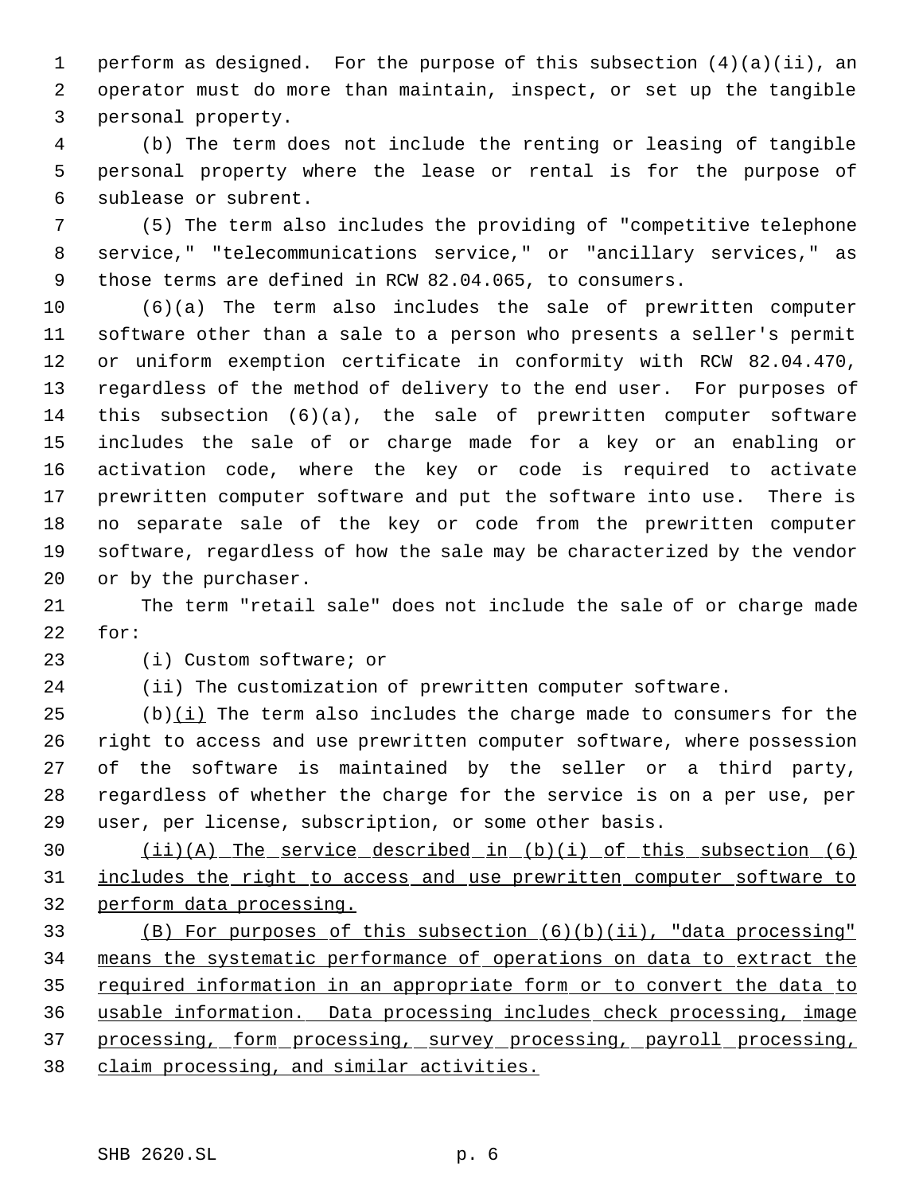perform as designed. For the purpose of this subsection (4)(a)(ii), an operator must do more than maintain, inspect, or set up the tangible personal property.

(b) The term does not include the renting or leasing of tangible personal property where the lease or rental is for the purpose of sublease or subrent.

(5) The term also includes the providing of "competitive telephone service," "telecommunications service," or "ancillary services," as those terms are defined in RCW 82.04.065, to consumers.

(6)(a) The term also includes the sale of prewritten computer software other than a sale to a person who presents a seller's permit or uniform exemption certificate in conformity with RCW 82.04.470, regardless of the method of delivery to the end user. For purposes of this subsection (6)(a), the sale of prewritten computer software includes the sale of or charge made for a key or an enabling or activation code, where the key or code is required to activate prewritten computer software and put the software into use. There is no separate sale of the key or code from the prewritten computer software, regardless of how the sale may be characterized by the vendor or by the purchaser.

The term "retail sale" does not include the sale of or charge made for:

(i) Custom software; or

(ii) The customization of prewritten computer software.

(b)<u>(i)</u> The term also includes the charge made to consumers for the right to access and use prewritten computer software, where possession of the software is maintained by the seller or a third party, regardless of whether the charge for the service is on a per use, per user, per license, subscription, or some other basis.

<u>(ii)(A) The service described in (b)(i) of this subsection (6) includes the right to access and use prewritten computer software to perform data processing.</u>

<u>(B) For purposes of this subsection (6)(b)(ii), "data processing" means the systematic performance of operations on data to extract the required information in an appropriate form or to convert the data to usable information. Data processing includes check processing, image processing, form processing, survey processing, payroll processing, claim processing, and similar activities.</u>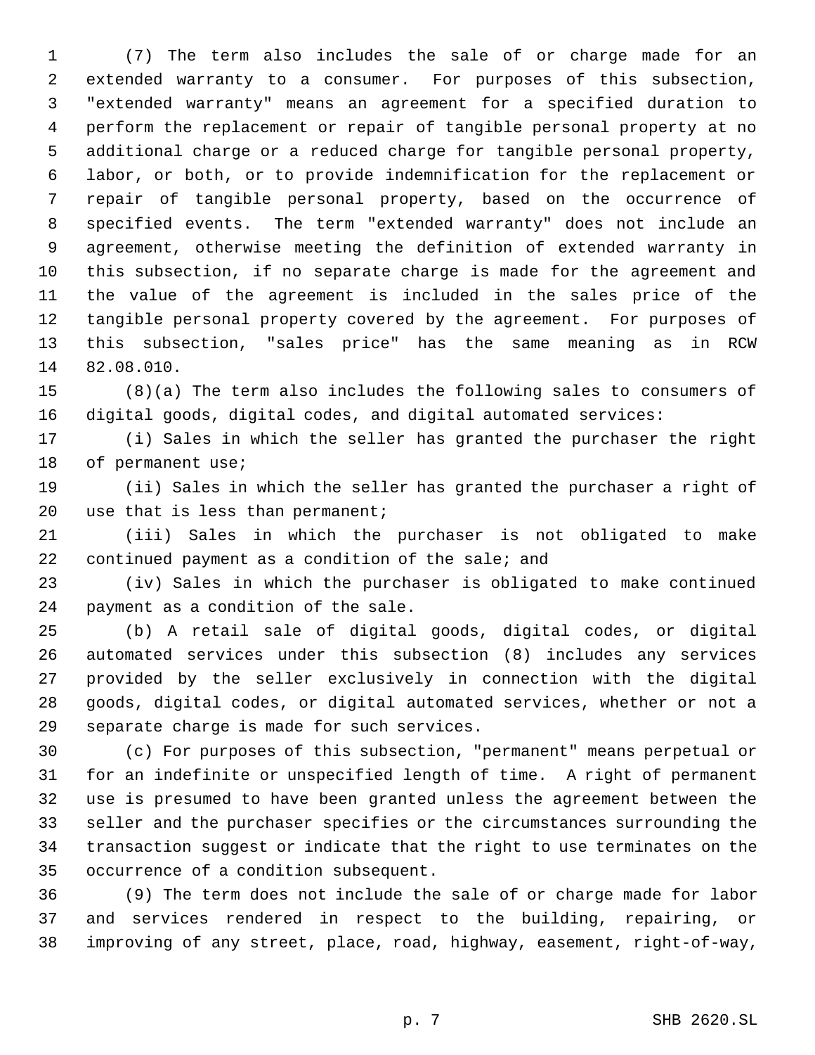(7) The term also includes the sale of or charge made for an extended warranty to a consumer. For purposes of this subsection, "extended warranty" means an agreement for a specified duration to perform the replacement or repair of tangible personal property at no additional charge or a reduced charge for tangible personal property, labor, or both, or to provide indemnification for the replacement or repair of tangible personal property, based on the occurrence of specified events. The term "extended warranty" does not include an agreement, otherwise meeting the definition of extended warranty in this subsection, if no separate charge is made for the agreement and the value of the agreement is included in the sales price of the tangible personal property covered by the agreement. For purposes of this subsection, "sales price" has the same meaning as in RCW 82.08.010.

(8)(a) The term also includes the following sales to consumers of digital goods, digital codes, and digital automated services:

(i) Sales in which the seller has granted the purchaser the right of permanent use;

(ii) Sales in which the seller has granted the purchaser a right of use that is less than permanent;

(iii) Sales in which the purchaser is not obligated to make continued payment as a condition of the sale; and

(iv) Sales in which the purchaser is obligated to make continued payment as a condition of the sale.

(b) A retail sale of digital goods, digital codes, or digital automated services under this subsection (8) includes any services provided by the seller exclusively in connection with the digital goods, digital codes, or digital automated services, whether or not a separate charge is made for such services.

(c) For purposes of this subsection, "permanent" means perpetual or for an indefinite or unspecified length of time. A right of permanent use is presumed to have been granted unless the agreement between the seller and the purchaser specifies or the circumstances surrounding the transaction suggest or indicate that the right to use terminates on the occurrence of a condition subsequent.

(9) The term does not include the sale of or charge made for labor and services rendered in respect to the building, repairing, or improving of any street, place, road, highway, easement, right-of-way,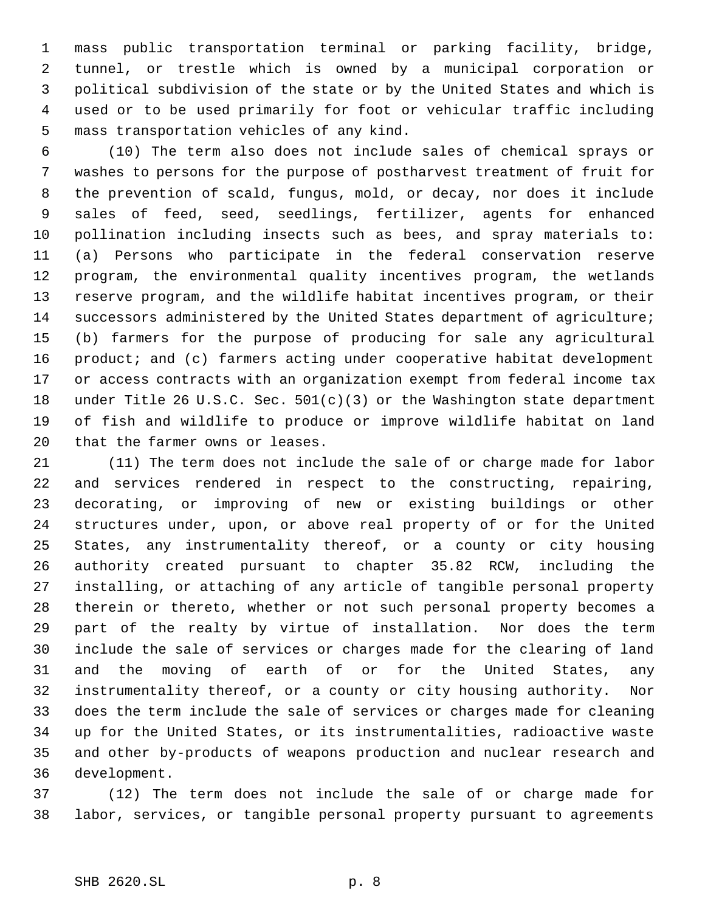mass public transportation terminal or parking facility, bridge, tunnel, or trestle which is owned by a municipal corporation or political subdivision of the state or by the United States and which is used or to be used primarily for foot or vehicular traffic including mass transportation vehicles of any kind.

(10) The term also does not include sales of chemical sprays or washes to persons for the purpose of postharvest treatment of fruit for the prevention of scald, fungus, mold, or decay, nor does it include sales of feed, seed, seedlings, fertilizer, agents for enhanced pollination including insects such as bees, and spray materials to: (a) Persons who participate in the federal conservation reserve program, the environmental quality incentives program, the wetlands reserve program, and the wildlife habitat incentives program, or their successors administered by the United States department of agriculture; (b) farmers for the purpose of producing for sale any agricultural product; and (c) farmers acting under cooperative habitat development or access contracts with an organization exempt from federal income tax under Title 26 U.S.C. Sec. 501(c)(3) or the Washington state department of fish and wildlife to produce or improve wildlife habitat on land that the farmer owns or leases.

(11) The term does not include the sale of or charge made for labor and services rendered in respect to the constructing, repairing, decorating, or improving of new or existing buildings or other structures under, upon, or above real property of or for the United States, any instrumentality thereof, or a county or city housing authority created pursuant to chapter 35.82 RCW, including the installing, or attaching of any article of tangible personal property therein or thereto, whether or not such personal property becomes a part of the realty by virtue of installation. Nor does the term include the sale of services or charges made for the clearing of land and the moving of earth of or for the United States, any instrumentality thereof, or a county or city housing authority. Nor does the term include the sale of services or charges made for cleaning up for the United States, or its instrumentalities, radioactive waste and other by-products of weapons production and nuclear research and development.

(12) The term does not include the sale of or charge made for labor, services, or tangible personal property pursuant to agreements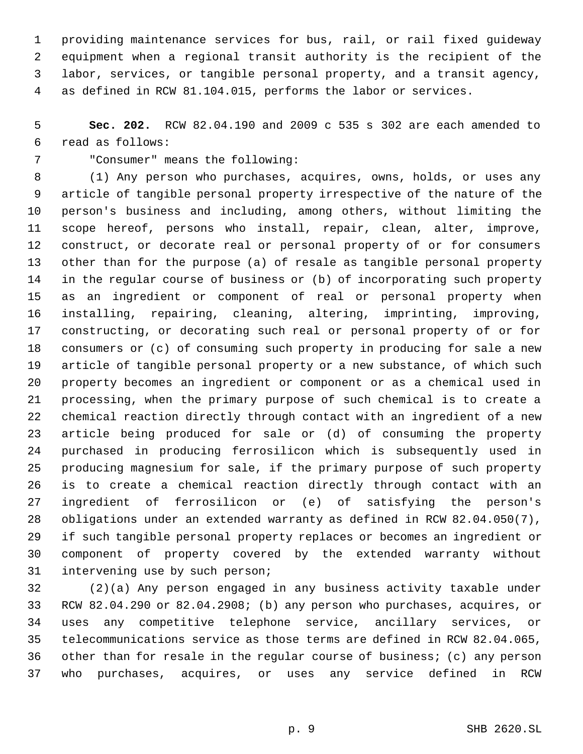providing maintenance services for bus, rail, or rail fixed guideway equipment when a regional transit authority is the recipient of the labor, services, or tangible personal property, and a transit agency, as defined in RCW 81.104.015, performs the labor or services.

**Sec. 202.** RCW 82.04.190 and 2009 c 535 s 302 are each amended to read as follows:

"Consumer" means the following:

(1) Any person who purchases, acquires, owns, holds, or uses any article of tangible personal property irrespective of the nature of the person's business and including, among others, without limiting the scope hereof, persons who install, repair, clean, alter, improve, construct, or decorate real or personal property of or for consumers other than for the purpose (a) of resale as tangible personal property in the regular course of business or (b) of incorporating such property as an ingredient or component of real or personal property when installing, repairing, cleaning, altering, imprinting, improving, constructing, or decorating such real or personal property of or for consumers or (c) of consuming such property in producing for sale a new article of tangible personal property or a new substance, of which such property becomes an ingredient or component or as a chemical used in processing, when the primary purpose of such chemical is to create a chemical reaction directly through contact with an ingredient of a new article being produced for sale or (d) of consuming the property purchased in producing ferrosilicon which is subsequently used in producing magnesium for sale, if the primary purpose of such property is to create a chemical reaction directly through contact with an ingredient of ferrosilicon or (e) of satisfying the person's obligations under an extended warranty as defined in RCW 82.04.050(7), if such tangible personal property replaces or becomes an ingredient or component of property covered by the extended warranty without intervening use by such person;

(2)(a) Any person engaged in any business activity taxable under RCW 82.04.290 or 82.04.2908; (b) any person who purchases, acquires, or uses any competitive telephone service, ancillary services, or telecommunications service as those terms are defined in RCW 82.04.065, other than for resale in the regular course of business; (c) any person who purchases, acquires, or uses any service defined in RCW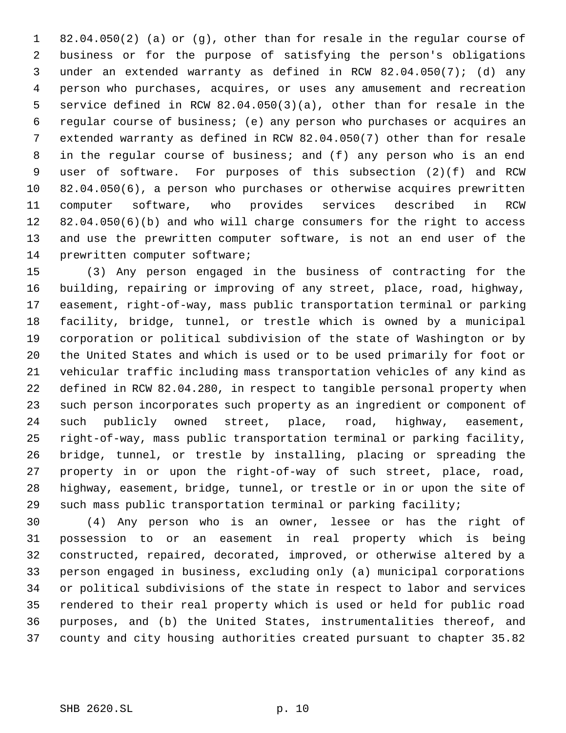82.04.050(2) (a) or (g), other than for resale in the regular course of business or for the purpose of satisfying the person's obligations under an extended warranty as defined in RCW 82.04.050(7); (d) any person who purchases, acquires, or uses any amusement and recreation service defined in RCW 82.04.050(3)(a), other than for resale in the regular course of business; (e) any person who purchases or acquires an extended warranty as defined in RCW 82.04.050(7) other than for resale in the regular course of business; and (f) any person who is an end user of software. For purposes of this subsection (2)(f) and RCW 82.04.050(6), a person who purchases or otherwise acquires prewritten computer software, who provides services described in RCW 82.04.050(6)(b) and who will charge consumers for the right to access and use the prewritten computer software, is not an end user of the prewritten computer software;

(3) Any person engaged in the business of contracting for the building, repairing or improving of any street, place, road, highway, easement, right-of-way, mass public transportation terminal or parking facility, bridge, tunnel, or trestle which is owned by a municipal corporation or political subdivision of the state of Washington or by the United States and which is used or to be used primarily for foot or vehicular traffic including mass transportation vehicles of any kind as defined in RCW 82.04.280, in respect to tangible personal property when such person incorporates such property as an ingredient or component of such publicly owned street, place, road, highway, easement, right-of-way, mass public transportation terminal or parking facility, bridge, tunnel, or trestle by installing, placing or spreading the property in or upon the right-of-way of such street, place, road, highway, easement, bridge, tunnel, or trestle or in or upon the site of such mass public transportation terminal or parking facility;

(4) Any person who is an owner, lessee or has the right of possession to or an easement in real property which is being constructed, repaired, decorated, improved, or otherwise altered by a person engaged in business, excluding only (a) municipal corporations or political subdivisions of the state in respect to labor and services rendered to their real property which is used or held for public road purposes, and (b) the United States, instrumentalities thereof, and county and city housing authorities created pursuant to chapter 35.82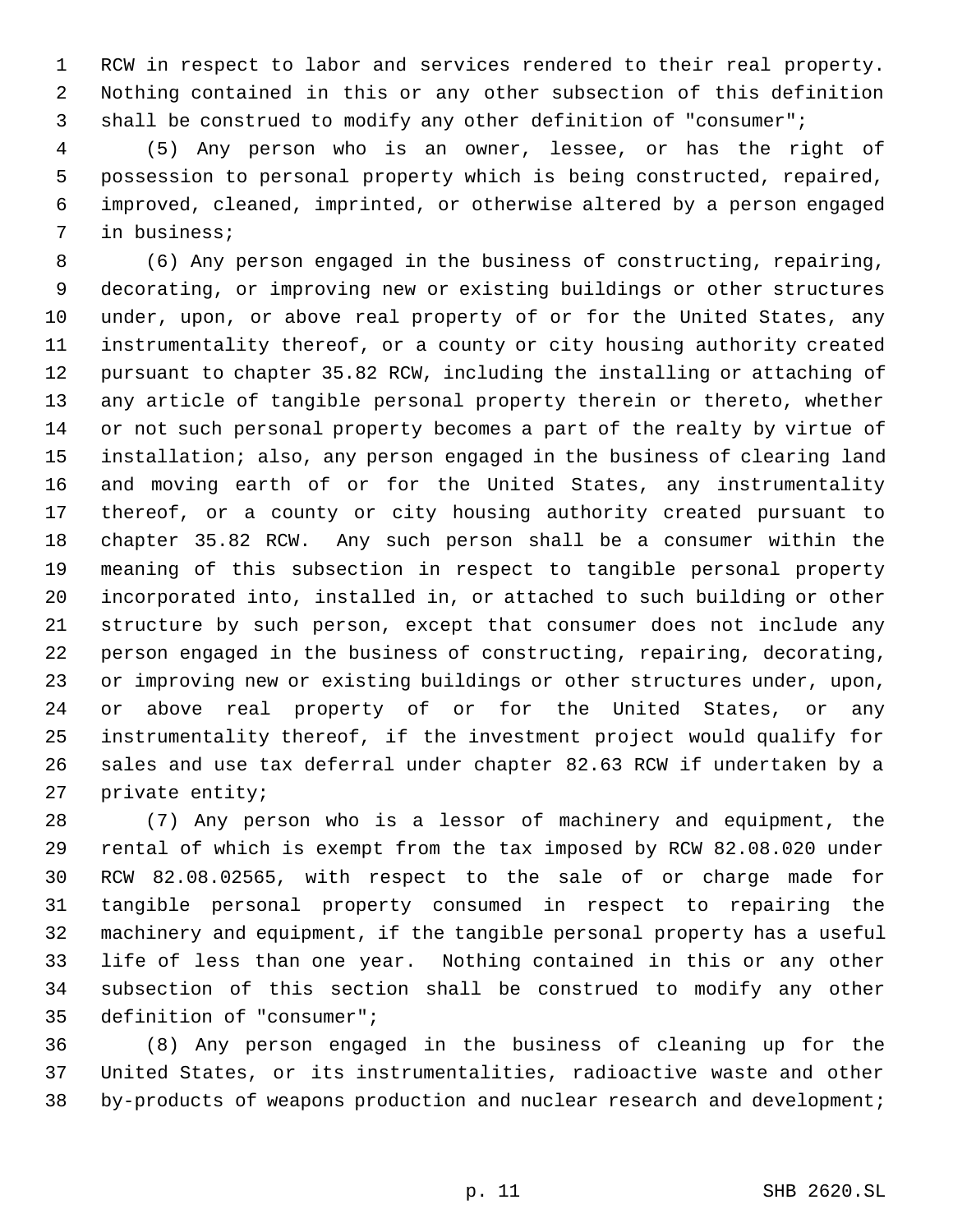RCW in respect to labor and services rendered to their real property. Nothing contained in this or any other subsection of this definition shall be construed to modify any other definition of "consumer";

(5) Any person who is an owner, lessee, or has the right of possession to personal property which is being constructed, repaired, improved, cleaned, imprinted, or otherwise altered by a person engaged in business;

(6) Any person engaged in the business of constructing, repairing, decorating, or improving new or existing buildings or other structures under, upon, or above real property of or for the United States, any instrumentality thereof, or a county or city housing authority created pursuant to chapter 35.82 RCW, including the installing or attaching of any article of tangible personal property therein or thereto, whether or not such personal property becomes a part of the realty by virtue of installation; also, any person engaged in the business of clearing land and moving earth of or for the United States, any instrumentality thereof, or a county or city housing authority created pursuant to chapter 35.82 RCW. Any such person shall be a consumer within the meaning of this subsection in respect to tangible personal property incorporated into, installed in, or attached to such building or other structure by such person, except that consumer does not include any person engaged in the business of constructing, repairing, decorating, or improving new or existing buildings or other structures under, upon, or above real property of or for the United States, or any instrumentality thereof, if the investment project would qualify for sales and use tax deferral under chapter 82.63 RCW if undertaken by a private entity;

(7) Any person who is a lessor of machinery and equipment, the rental of which is exempt from the tax imposed by RCW 82.08.020 under RCW 82.08.02565, with respect to the sale of or charge made for tangible personal property consumed in respect to repairing the machinery and equipment, if the tangible personal property has a useful life of less than one year. Nothing contained in this or any other subsection of this section shall be construed to modify any other definition of "consumer";

(8) Any person engaged in the business of cleaning up for the United States, or its instrumentalities, radioactive waste and other by-products of weapons production and nuclear research and development;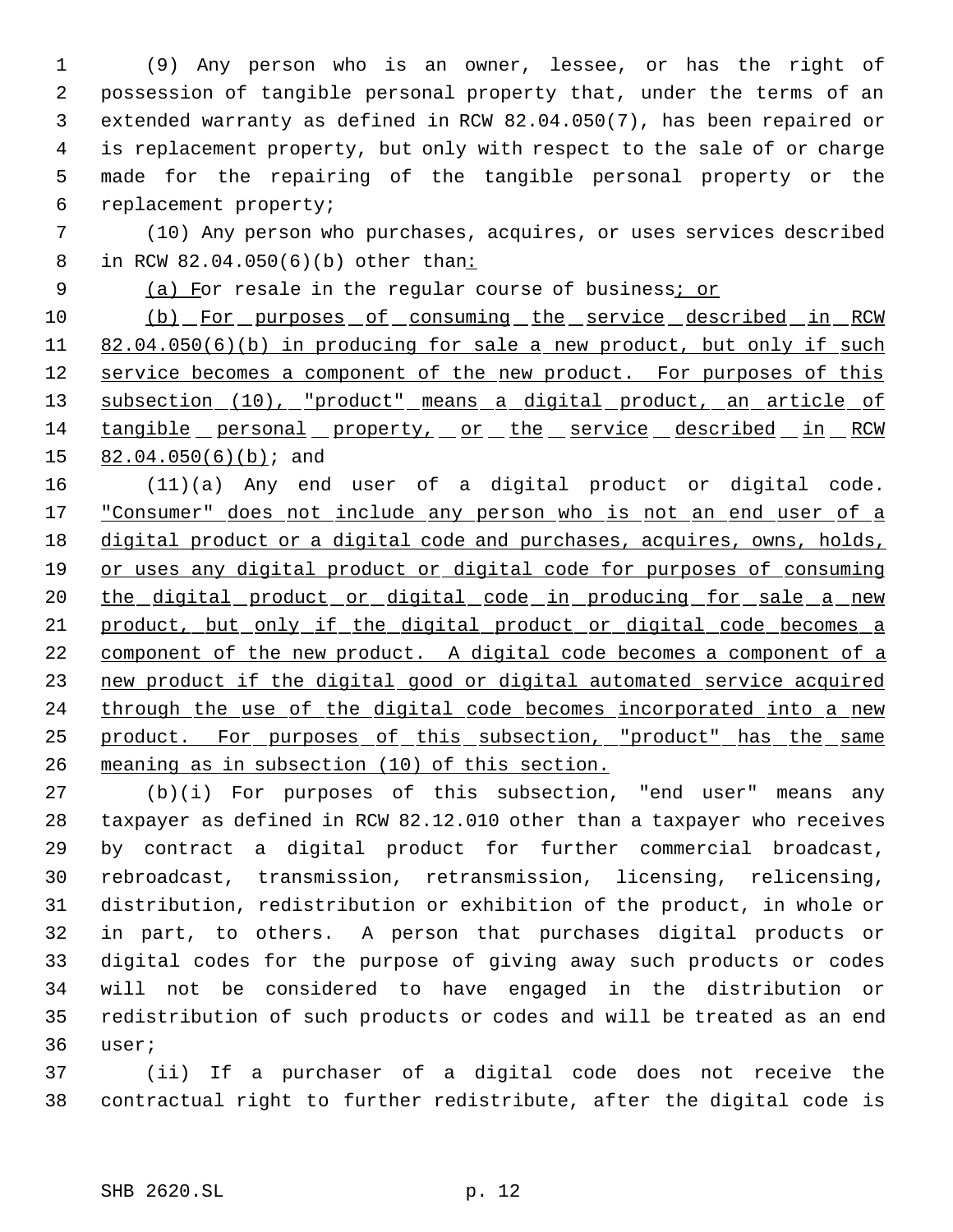(9) Any person who is an owner, lessee, or has the right of possession of tangible personal property that, under the terms of an extended warranty as defined in RCW 82.04.050(7), has been repaired or is replacement property, but only with respect to the sale of or charge made for the repairing of the tangible personal property or the replacement property;

(10) Any person who purchases, acquires, or uses services described in RCW 82.04.050(6)(b) other than:

(a) For resale in the regular course of business; or

(b) For purposes of consuming the service described in RCW 82.04.050(6)(b) in producing for sale a new product, but only if such service becomes a component of the new product. For purposes of this subsection (10), "product" means a digital product, an article of tangible personal property, or the service described in RCW 82.04.050(6)(b); and

(11)(a) Any end user of a digital product or digital code. "Consumer" does not include any person who is not an end user of a digital product or a digital code and purchases, acquires, owns, holds, or uses any digital product or digital code for purposes of consuming the digital product or digital code in producing for sale a new product, but only if the digital product or digital code becomes a component of the new product. A digital code becomes a component of a new product if the digital good or digital automated service acquired through the use of the digital code becomes incorporated into a new product. For purposes of this subsection, "product" has the same meaning as in subsection (10) of this section.

(b)(i) For purposes of this subsection, "end user" means any taxpayer as defined in RCW 82.12.010 other than a taxpayer who receives by contract a digital product for further commercial broadcast, rebroadcast, transmission, retransmission, licensing, relicensing, distribution, redistribution or exhibition of the product, in whole or in part, to others. A person that purchases digital products or digital codes for the purpose of giving away such products or codes will not be considered to have engaged in the distribution or redistribution of such products or codes and will be treated as an end user;

(ii) If a purchaser of a digital code does not receive the contractual right to further redistribute, after the digital code is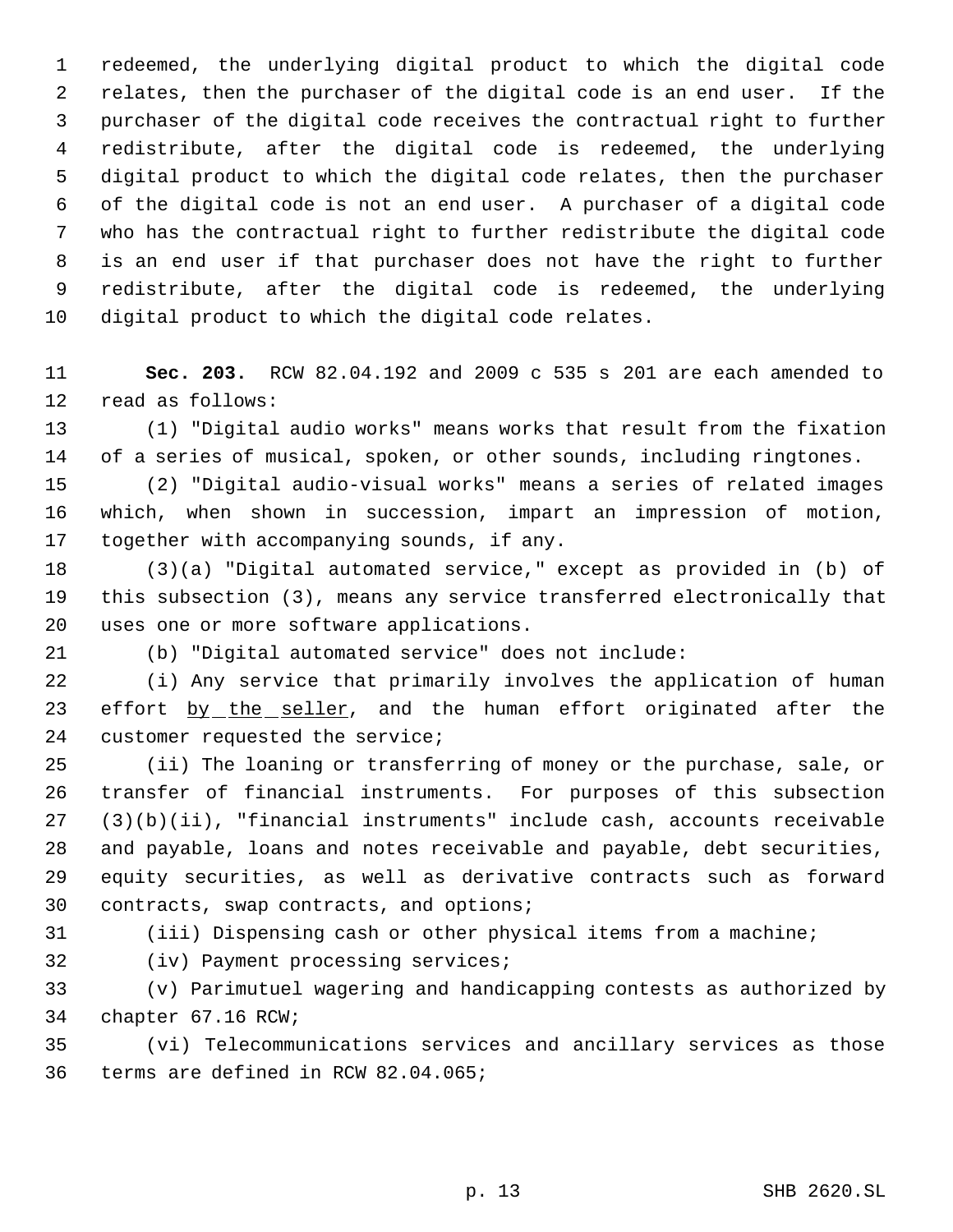redeemed, the underlying digital product to which the digital code relates, then the purchaser of the digital code is an end user. If the purchaser of the digital code receives the contractual right to further redistribute, after the digital code is redeemed, the underlying digital product to which the digital code relates, then the purchaser of the digital code is not an end user. A purchaser of a digital code who has the contractual right to further redistribute the digital code is an end user if that purchaser does not have the right to further redistribute, after the digital code is redeemed, the underlying digital product to which the digital code relates.

**Sec. 203.** RCW 82.04.192 and 2009 c 535 s 201 are each amended to read as follows:

(1) "Digital audio works" means works that result from the fixation of a series of musical, spoken, or other sounds, including ringtones.

(2) "Digital audio-visual works" means a series of related images which, when shown in succession, impart an impression of motion, together with accompanying sounds, if any.

(3)(a) "Digital automated service," except as provided in (b) of this subsection (3), means any service transferred electronically that uses one or more software applications.

(b) "Digital automated service" does not include:

(i) Any service that primarily involves the application of human effort <u>by the seller</u>, and the human effort originated after the customer requested the service;

(ii) The loaning or transferring of money or the purchase, sale, or transfer of financial instruments. For purposes of this subsection (3)(b)(ii), "financial instruments" include cash, accounts receivable and payable, loans and notes receivable and payable, debt securities, equity securities, as well as derivative contracts such as forward contracts, swap contracts, and options;

(iii) Dispensing cash or other physical items from a machine;

(iv) Payment processing services;

(v) Parimutuel wagering and handicapping contests as authorized by chapter 67.16 RCW;

(vi) Telecommunications services and ancillary services as those terms are defined in RCW 82.04.065;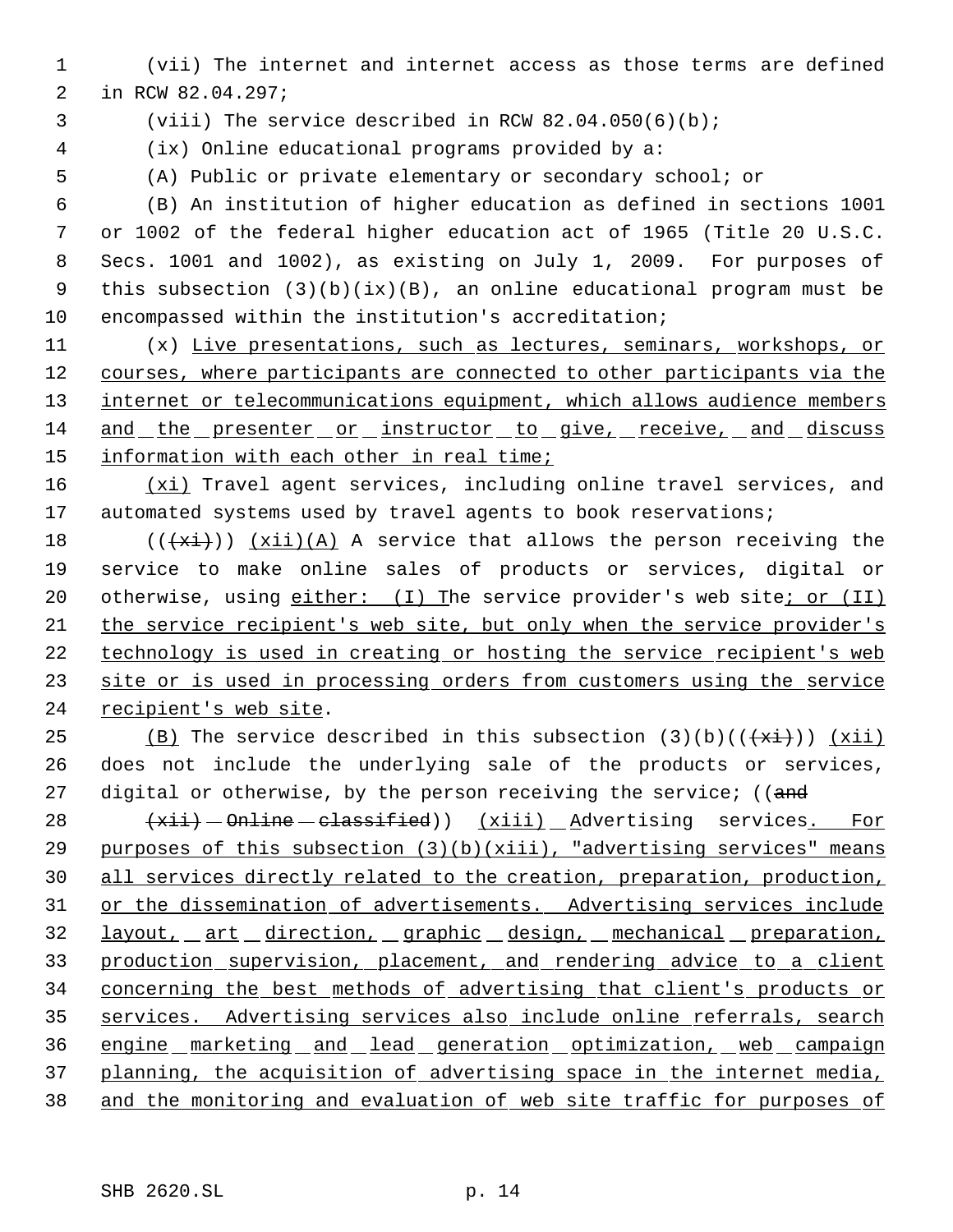(vii) The internet and internet access as those terms are defined in RCW 82.04.297;

(viii) The service described in RCW 82.04.050(6)(b);

(ix) Online educational programs provided by a:

(A) Public or private elementary or secondary school; or

(B) An institution of higher education as defined in sections 1001 or 1002 of the federal higher education act of 1965 (Title 20 U.S.C. Secs. 1001 and 1002), as existing on July 1, 2009. For purposes of this subsection (3)(b)(ix)(B), an online educational program must be encompassed within the institution's accreditation;

(x) Live presentations, such as lectures, seminars, workshops, or courses, where participants are connected to other participants via the internet or telecommunications equipment, which allows audience members and the presenter or instructor to give, receive, and discuss information with each other in real time;

(xi) Travel agent services, including online travel services, and automated systems used by travel agents to book reservations;

~~((xi))~~ (xii)(A) A service that allows the person receiving the service to make online sales of products or services, digital or otherwise, using either: (I) The service provider's web site; or (II) the service recipient's web site, but only when the service provider's technology is used in creating or hosting the service recipient's web site or is used in processing orders from customers using the service recipient's web site.

(B) The service described in this subsection (3)(b)~~((xi))~~ (xii) does not include the underlying sale of the products or services, digital or otherwise, by the person receiving the service; ~~((and (xii) Online classified))~~ (xiii) Advertising services. For purposes of this subsection (3)(b)(xiii), "advertising services" means all services directly related to the creation, preparation, production, or the dissemination of advertisements. Advertising services include layout, art direction, graphic design, mechanical preparation, production supervision, placement, and rendering advice to a client concerning the best methods of advertising that client's products or services. Advertising services also include online referrals, search engine marketing and lead generation optimization, web campaign planning, the acquisition of advertising space in the internet media, and the monitoring and evaluation of web site traffic for purposes of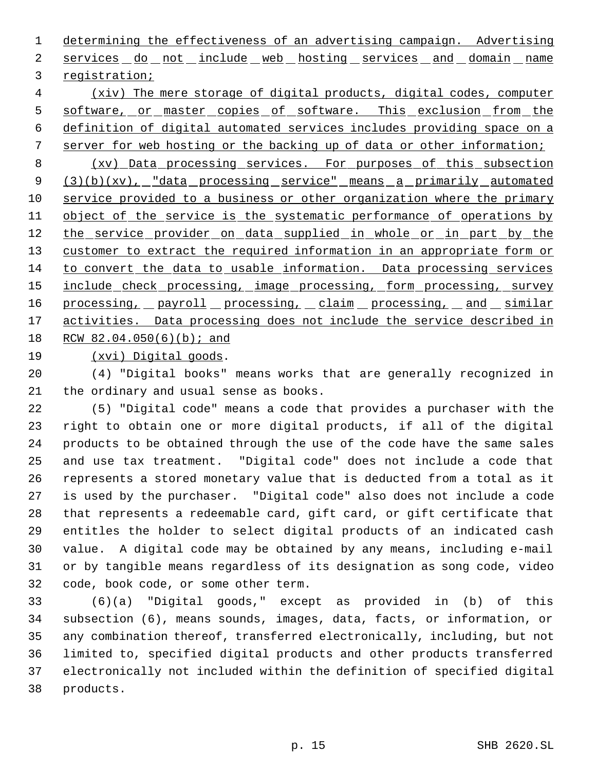determining the effectiveness of an advertising campaign. Advertising services do not include web hosting services and domain name registration;

(xiv) The mere storage of digital products, digital codes, computer software, or master copies of software. This exclusion from the definition of digital automated services includes providing space on a server for web hosting or the backing up of data or other information;

(xv) Data processing services. For purposes of this subsection (3)(b)(xv), "data processing service" means a primarily automated service provided to a business or other organization where the primary object of the service is the systematic performance of operations by the service provider on data supplied in whole or in part by the customer to extract the required information in an appropriate form or to convert the data to usable information. Data processing services include check processing, image processing, form processing, survey processing, payroll processing, claim processing, and similar activities. Data processing does not include the service described in RCW 82.04.050(6)(b); and

(xvi) Digital goods.

(4) "Digital books" means works that are generally recognized in the ordinary and usual sense as books.

(5) "Digital code" means a code that provides a purchaser with the right to obtain one or more digital products, if all of the digital products to be obtained through the use of the code have the same sales and use tax treatment. "Digital code" does not include a code that represents a stored monetary value that is deducted from a total as it is used by the purchaser. "Digital code" also does not include a code that represents a redeemable card, gift card, or gift certificate that entitles the holder to select digital products of an indicated cash value. A digital code may be obtained by any means, including e-mail or by tangible means regardless of its designation as song code, video code, book code, or some other term.

(6)(a) "Digital goods," except as provided in (b) of this subsection (6), means sounds, images, data, facts, or information, or any combination thereof, transferred electronically, including, but not limited to, specified digital products and other products transferred electronically not included within the definition of specified digital products.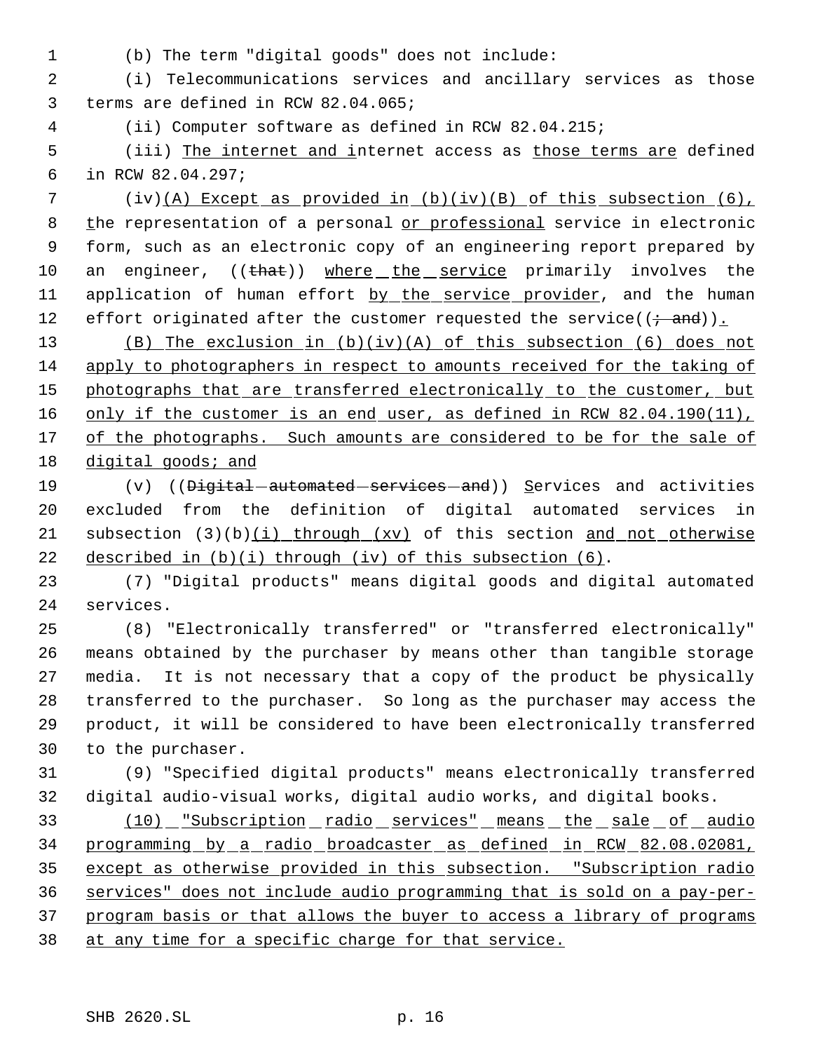(b) The term "digital goods" does not include:

(i) Telecommunications services and ancillary services as those terms are defined in RCW 82.04.065;

(ii) Computer software as defined in RCW 82.04.215;

(iii) The internet and internet access as those terms are defined in RCW 82.04.297;

(iv)(A) Except as provided in (b)(iv)(B) of this subsection (6), the representation of a personal or professional service in electronic form, such as an electronic copy of an engineering report prepared by an engineer, ((that)) where the service primarily involves the application of human effort by the service provider, and the human effort originated after the customer requested the service((; and)).

(B) The exclusion in (b)(iv)(A) of this subsection (6) does not apply to photographers in respect to amounts received for the taking of photographs that are transferred electronically to the customer, but only if the customer is an end user, as defined in RCW 82.04.190(11), of the photographs. Such amounts are considered to be for the sale of digital goods; and

(v) ((Digital automated services and)) Services and activities excluded from the definition of digital automated services in subsection (3)(b)(i) through (xv) of this section and not otherwise described in (b)(i) through (iv) of this subsection (6).

(7) "Digital products" means digital goods and digital automated services.

(8) "Electronically transferred" or "transferred electronically" means obtained by the purchaser by means other than tangible storage media. It is not necessary that a copy of the product be physically transferred to the purchaser. So long as the purchaser may access the product, it will be considered to have been electronically transferred to the purchaser.

(9) "Specified digital products" means electronically transferred digital audio-visual works, digital audio works, and digital books.

(10) "Subscription radio services" means the sale of audio programming by a radio broadcaster as defined in RCW 82.08.02081, except as otherwise provided in this subsection. "Subscription radio services" does not include audio programming that is sold on a pay-per-program basis or that allows the buyer to access a library of programs at any time for a specific charge for that service.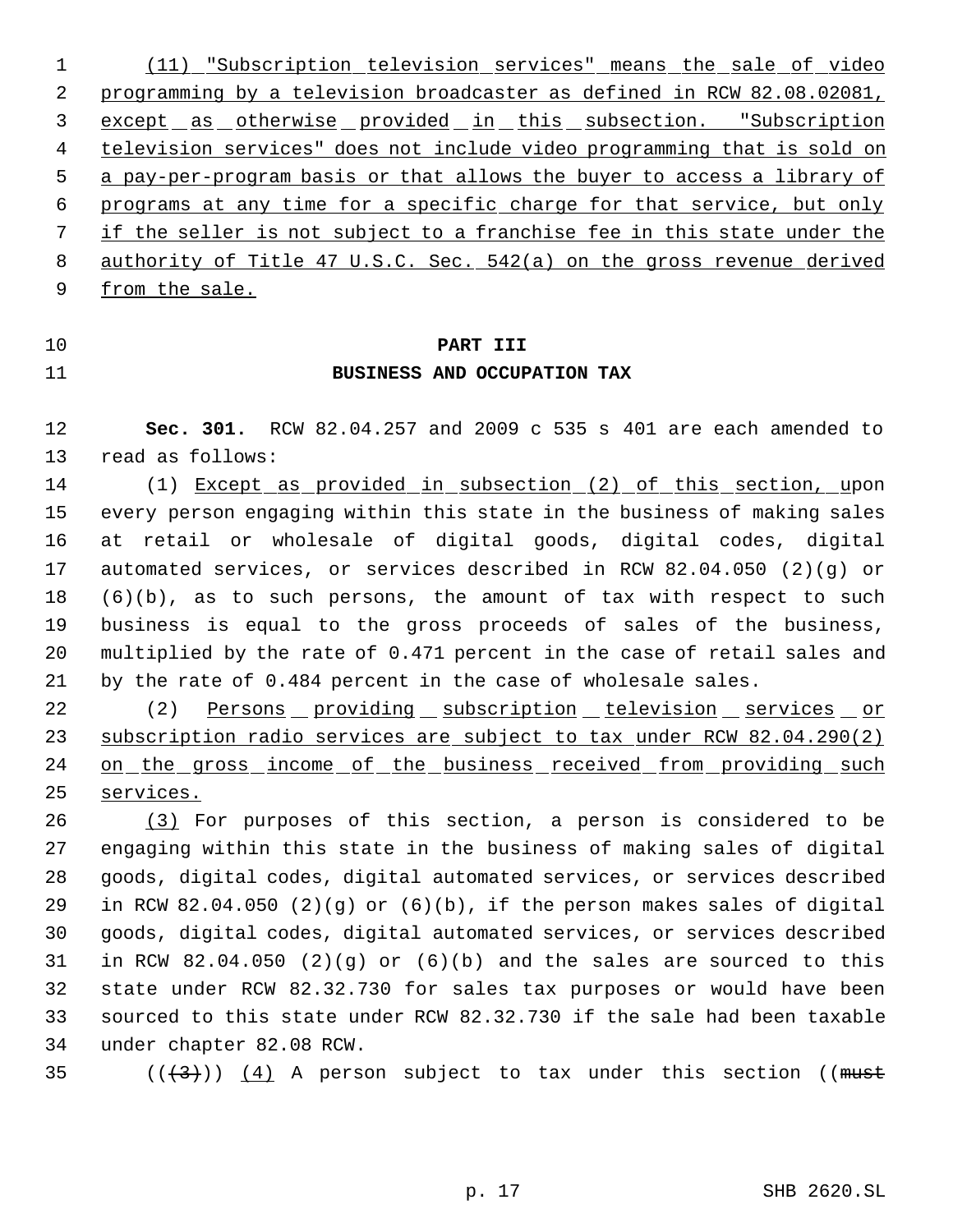(11) "Subscription television services" means the sale of video programming by a television broadcaster as defined in RCW 82.08.02081, except as otherwise provided in this subsection. "Subscription television services" does not include video programming that is sold on a pay-per-program basis or that allows the buyer to access a library of programs at any time for a specific charge for that service, but only if the seller is not subject to a franchise fee in this state under the authority of Title 47 U.S.C. Sec. 542(a) on the gross revenue derived from the sale.

## PART III
## BUSINESS AND OCCUPATION TAX

**Sec. 301.** RCW 82.04.257 and 2009 c 535 s 401 are each amended to read as follows:

(1) Except as provided in subsection (2) of this section, upon every person engaging within this state in the business of making sales at retail or wholesale of digital goods, digital codes, digital automated services, or services described in RCW 82.04.050 (2)(g) or (6)(b), as to such persons, the amount of tax with respect to such business is equal to the gross proceeds of sales of the business, multiplied by the rate of 0.471 percent in the case of retail sales and by the rate of 0.484 percent in the case of wholesale sales.

(2) Persons providing subscription television services or subscription radio services are subject to tax under RCW 82.04.290(2) on the gross income of the business received from providing such services.

(3) For purposes of this section, a person is considered to be engaging within this state in the business of making sales of digital goods, digital codes, digital automated services, or services described in RCW 82.04.050 (2)(g) or (6)(b), if the person makes sales of digital goods, digital codes, digital automated services, or services described in RCW 82.04.050 (2)(g) or (6)(b) and the sales are sourced to this state under RCW 82.32.730 for sales tax purposes or would have been sourced to this state under RCW 82.32.730 if the sale had been taxable under chapter 82.08 RCW.

(((3))) (4) A person subject to tax under this section ((must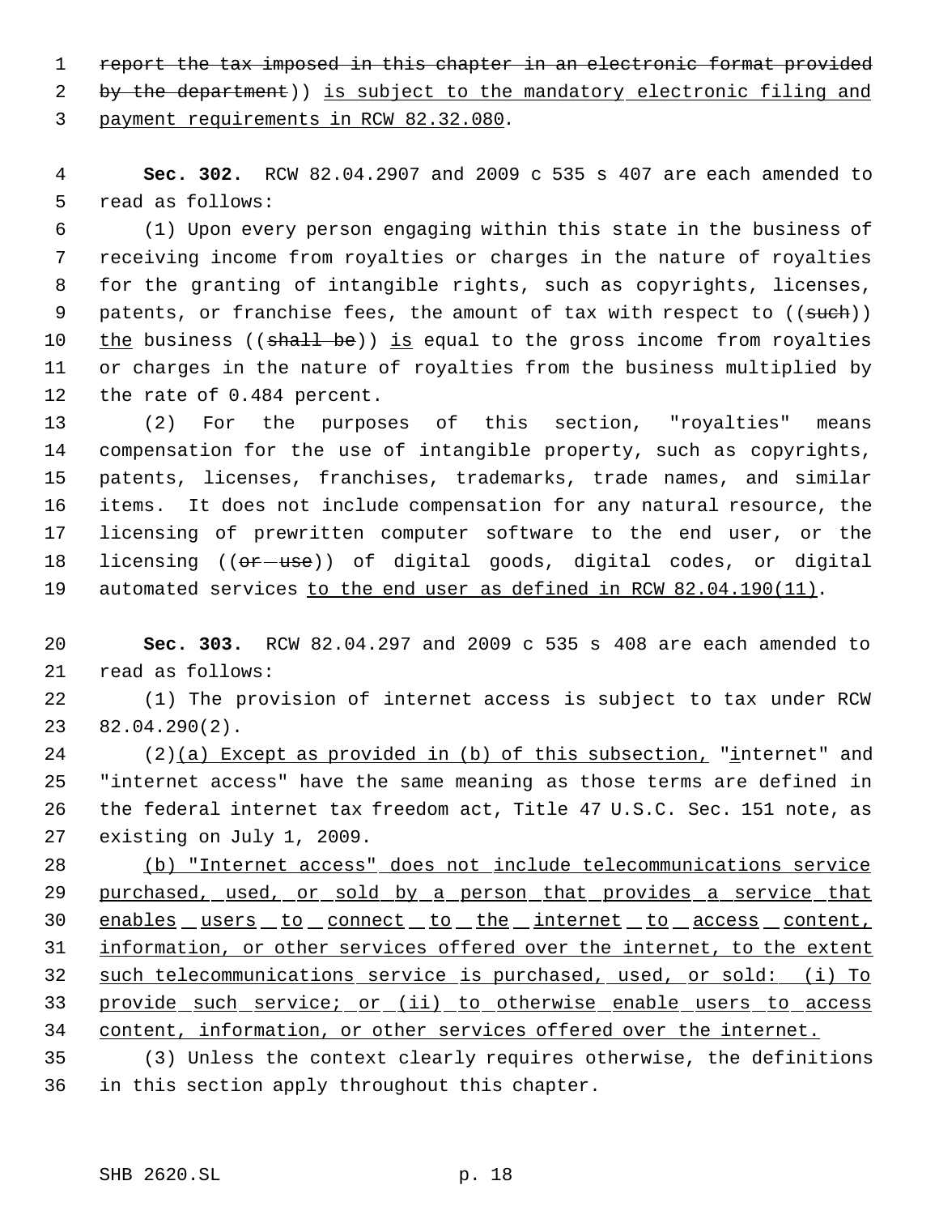report the tax imposed in this chapter in an electronic format provided by the department)) is subject to the mandatory electronic filing and payment requirements in RCW 82.32.080.

**Sec. 302.** RCW 82.04.2907 and 2009 c 535 s 407 are each amended to read as follows:

(1) Upon every person engaging within this state in the business of receiving income from royalties or charges in the nature of royalties for the granting of intangible rights, such as copyrights, licenses, patents, or franchise fees, the amount of tax with respect to ((such)) the business ((shall be)) is equal to the gross income from royalties or charges in the nature of royalties from the business multiplied by the rate of 0.484 percent.

(2) For the purposes of this section, "royalties" means compensation for the use of intangible property, such as copyrights, patents, licenses, franchises, trademarks, trade names, and similar items. It does not include compensation for any natural resource, the licensing of prewritten computer software to the end user, or the licensing ((or use)) of digital goods, digital codes, or digital automated services to the end user as defined in RCW 82.04.190(11).

**Sec. 303.** RCW 82.04.297 and 2009 c 535 s 408 are each amended to read as follows:

(1) The provision of internet access is subject to tax under RCW 82.04.290(2).

(2)(a) Except as provided in (b) of this subsection, "internet" and "internet access" have the same meaning as those terms are defined in the federal internet tax freedom act, Title 47 U.S.C. Sec. 151 note, as existing on July 1, 2009.

(b) "Internet access" does not include telecommunications service purchased, used, or sold by a person that provides a service that enables users to connect to the internet to access content, information, or other services offered over the internet, to the extent such telecommunications service is purchased, used, or sold: (i) To provide such service; or (ii) to otherwise enable users to access content, information, or other services offered over the internet.

(3) Unless the context clearly requires otherwise, the definitions in this section apply throughout this chapter.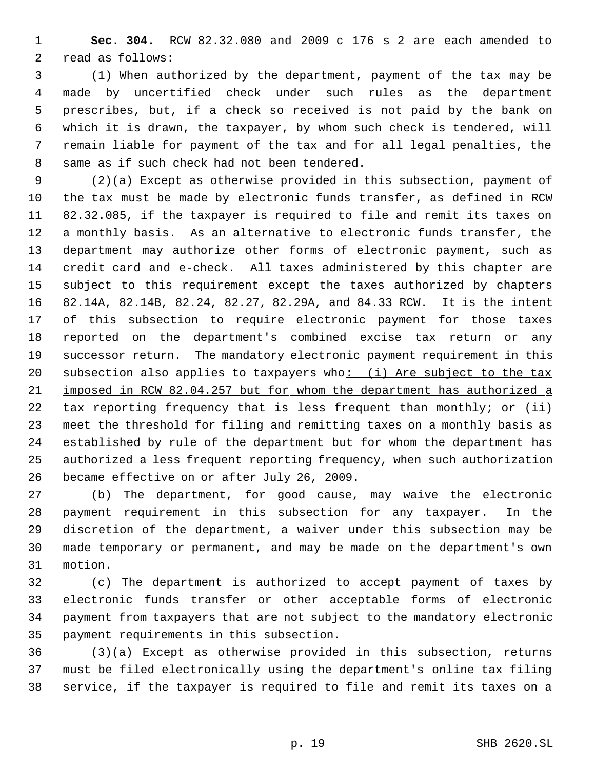**Sec. 304.** RCW 82.32.080 and 2009 c 176 s 2 are each amended to read as follows:

(1) When authorized by the department, payment of the tax may be made by uncertified check under such rules as the department prescribes, but, if a check so received is not paid by the bank on which it is drawn, the taxpayer, by whom such check is tendered, will remain liable for payment of the tax and for all legal penalties, the same as if such check had not been tendered.

(2)(a) Except as otherwise provided in this subsection, payment of the tax must be made by electronic funds transfer, as defined in RCW 82.32.085, if the taxpayer is required to file and remit its taxes on a monthly basis. As an alternative to electronic funds transfer, the department may authorize other forms of electronic payment, such as credit card and e-check. All taxes administered by this chapter are subject to this requirement except the taxes authorized by chapters 82.14A, 82.14B, 82.24, 82.27, 82.29A, and 84.33 RCW. It is the intent of this subsection to require electronic payment for those taxes reported on the department's combined excise tax return or any successor return. The mandatory electronic payment requirement in this subsection also applies to taxpayers who: (i) Are subject to the tax imposed in RCW 82.04.257 but for whom the department has authorized a tax reporting frequency that is less frequent than monthly; or (ii) meet the threshold for filing and remitting taxes on a monthly basis as established by rule of the department but for whom the department has authorized a less frequent reporting frequency, when such authorization became effective on or after July 26, 2009.

(b) The department, for good cause, may waive the electronic payment requirement in this subsection for any taxpayer. In the discretion of the department, a waiver under this subsection may be made temporary or permanent, and may be made on the department's own motion.

(c) The department is authorized to accept payment of taxes by electronic funds transfer or other acceptable forms of electronic payment from taxpayers that are not subject to the mandatory electronic payment requirements in this subsection.

(3)(a) Except as otherwise provided in this subsection, returns must be filed electronically using the department's online tax filing service, if the taxpayer is required to file and remit its taxes on a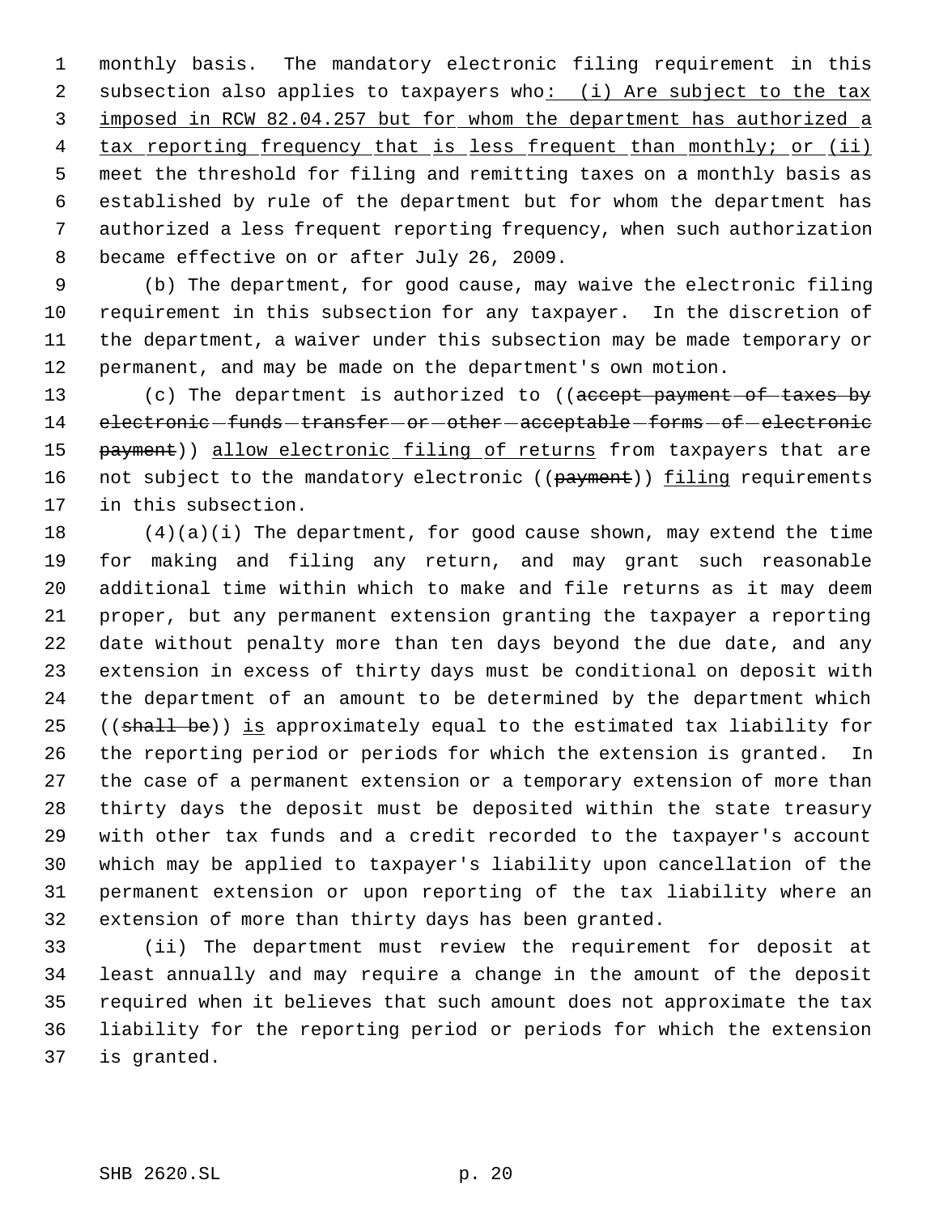monthly basis. The mandatory electronic filing requirement in this subsection also applies to taxpayers who: (i) Are subject to the tax imposed in RCW 82.04.257 but for whom the department has authorized a tax reporting frequency that is less frequent than monthly; or (ii) meet the threshold for filing and remitting taxes on a monthly basis as established by rule of the department but for whom the department has authorized a less frequent reporting frequency, when such authorization became effective on or after July 26, 2009.

(b) The department, for good cause, may waive the electronic filing requirement in this subsection for any taxpayer. In the discretion of the department, a waiver under this subsection may be made temporary or permanent, and may be made on the department's own motion.

(c) The department is authorized to ((~~accept payment of taxes by electronic funds transfer or other acceptable forms of electronic payment~~)) allow electronic filing of returns from taxpayers that are not subject to the mandatory electronic ((~~payment~~)) filing requirements in this subsection.

(4)(a)(i) The department, for good cause shown, may extend the time for making and filing any return, and may grant such reasonable additional time within which to make and file returns as it may deem proper, but any permanent extension granting the taxpayer a reporting date without penalty more than ten days beyond the due date, and any extension in excess of thirty days must be conditional on deposit with the department of an amount to be determined by the department which ((~~shall be~~)) is approximately equal to the estimated tax liability for the reporting period or periods for which the extension is granted. In the case of a permanent extension or a temporary extension of more than thirty days the deposit must be deposited within the state treasury with other tax funds and a credit recorded to the taxpayer's account which may be applied to taxpayer's liability upon cancellation of the permanent extension or upon reporting of the tax liability where an extension of more than thirty days has been granted.

(ii) The department must review the requirement for deposit at least annually and may require a change in the amount of the deposit required when it believes that such amount does not approximate the tax liability for the reporting period or periods for which the extension is granted.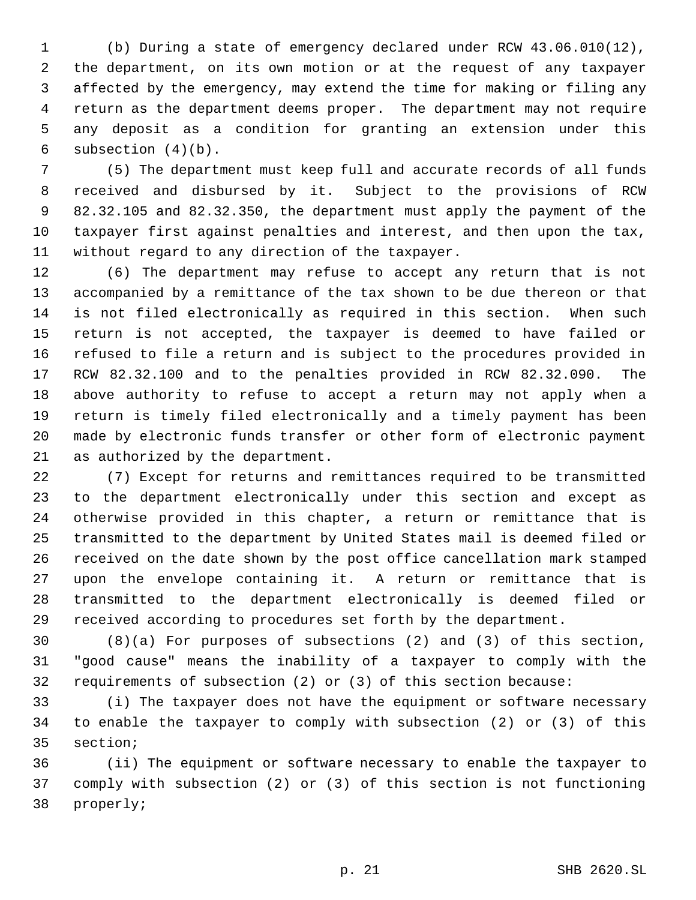(b) During a state of emergency declared under RCW 43.06.010(12), the department, on its own motion or at the request of any taxpayer affected by the emergency, may extend the time for making or filing any return as the department deems proper. The department may not require any deposit as a condition for granting an extension under this subsection (4)(b).

(5) The department must keep full and accurate records of all funds received and disbursed by it. Subject to the provisions of RCW 82.32.105 and 82.32.350, the department must apply the payment of the taxpayer first against penalties and interest, and then upon the tax, without regard to any direction of the taxpayer.

(6) The department may refuse to accept any return that is not accompanied by a remittance of the tax shown to be due thereon or that is not filed electronically as required in this section. When such return is not accepted, the taxpayer is deemed to have failed or refused to file a return and is subject to the procedures provided in RCW 82.32.100 and to the penalties provided in RCW 82.32.090. The above authority to refuse to accept a return may not apply when a return is timely filed electronically and a timely payment has been made by electronic funds transfer or other form of electronic payment as authorized by the department.

(7) Except for returns and remittances required to be transmitted to the department electronically under this section and except as otherwise provided in this chapter, a return or remittance that is transmitted to the department by United States mail is deemed filed or received on the date shown by the post office cancellation mark stamped upon the envelope containing it. A return or remittance that is transmitted to the department electronically is deemed filed or received according to procedures set forth by the department.

(8)(a) For purposes of subsections (2) and (3) of this section, "good cause" means the inability of a taxpayer to comply with the requirements of subsection (2) or (3) of this section because:

(i) The taxpayer does not have the equipment or software necessary to enable the taxpayer to comply with subsection (2) or (3) of this section;

(ii) The equipment or software necessary to enable the taxpayer to comply with subsection (2) or (3) of this section is not functioning properly;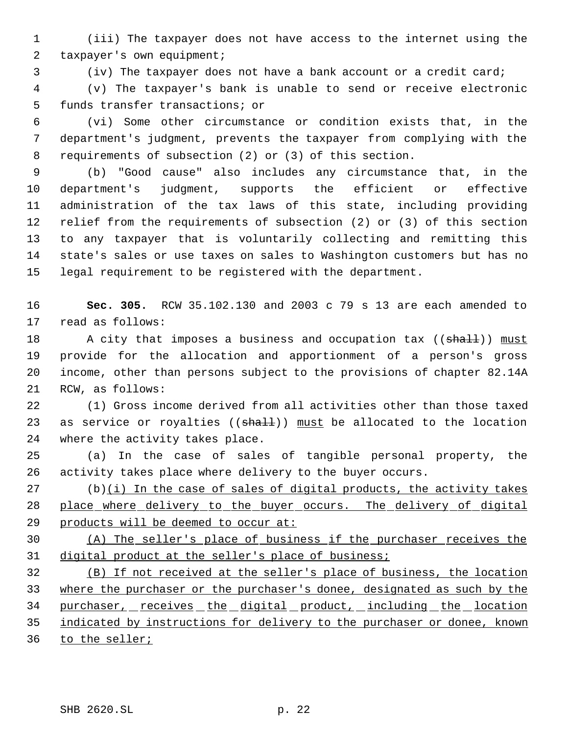(iii) The taxpayer does not have access to the internet using the taxpayer's own equipment;

(iv) The taxpayer does not have a bank account or a credit card;

(v) The taxpayer's bank is unable to send or receive electronic funds transfer transactions; or

(vi) Some other circumstance or condition exists that, in the department's judgment, prevents the taxpayer from complying with the requirements of subsection (2) or (3) of this section.

(b) "Good cause" also includes any circumstance that, in the department's judgment, supports the efficient or effective administration of the tax laws of this state, including providing relief from the requirements of subsection (2) or (3) of this section to any taxpayer that is voluntarily collecting and remitting this state's sales or use taxes on sales to Washington customers but has no legal requirement to be registered with the department.

**Sec. 305.** RCW 35.102.130 and 2003 c 79 s 13 are each amended to read as follows:

A city that imposes a business and occupation tax ((~~shall~~)) <u>must</u> provide for the allocation and apportionment of a person's gross income, other than persons subject to the provisions of chapter 82.14A RCW, as follows:

(1) Gross income derived from all activities other than those taxed as service or royalties ((~~shall~~)) <u>must</u> be allocated to the location where the activity takes place.

(a) In the case of sales of tangible personal property, the activity takes place where delivery to the buyer occurs.

(b)<u>(i) In the case of sales of digital products, the activity takes place where delivery to the buyer occurs. The delivery of digital products will be deemed to occur at:</u>

<u>(A) The seller's place of business if the purchaser receives the digital product at the seller's place of business;</u>

<u>(B) If not received at the seller's place of business, the location where the purchaser or the purchaser's donee, designated as such by the purchaser, receives the digital product, including the location indicated by instructions for delivery to the purchaser or donee, known to the seller;</u>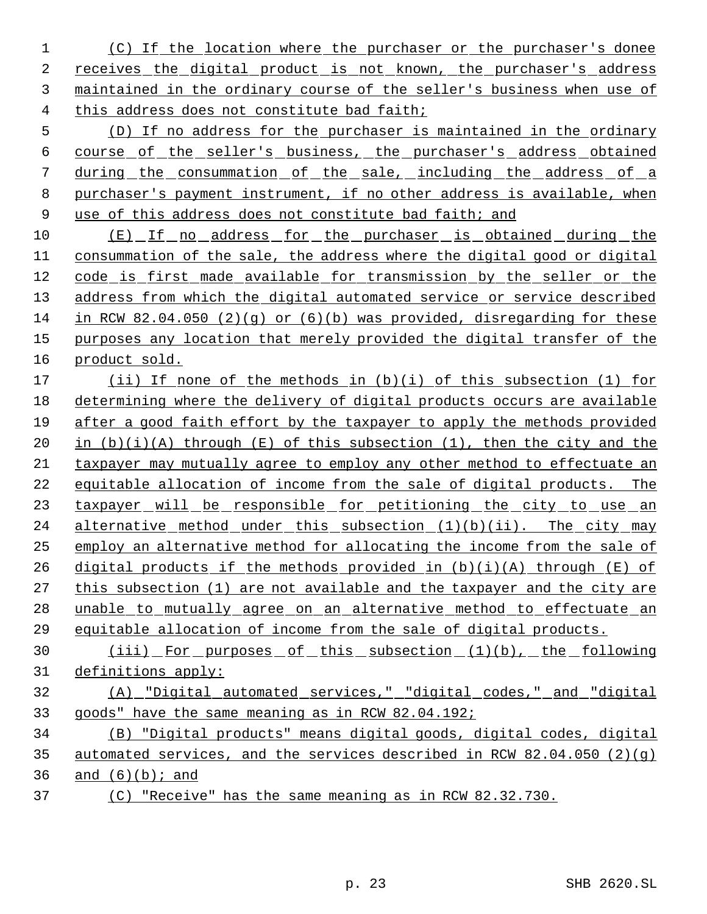(C) If the location where the purchaser or the purchaser's donee receives the digital product is not known, the purchaser's address maintained in the ordinary course of the seller's business when use of this address does not constitute bad faith;

(D) If no address for the purchaser is maintained in the ordinary course of the seller's business, the purchaser's address obtained during the consummation of the sale, including the address of a purchaser's payment instrument, if no other address is available, when use of this address does not constitute bad faith; and

(E) If no address for the purchaser is obtained during the consummation of the sale, the address where the digital good or digital code is first made available for transmission by the seller or the address from which the digital automated service or service described in RCW 82.04.050 (2)(g) or (6)(b) was provided, disregarding for these purposes any location that merely provided the digital transfer of the product sold.

(ii) If none of the methods in (b)(i) of this subsection (1) for determining where the delivery of digital products occurs are available after a good faith effort by the taxpayer to apply the methods provided in (b)(i)(A) through (E) of this subsection (1), then the city and the taxpayer may mutually agree to employ any other method to effectuate an equitable allocation of income from the sale of digital products. The taxpayer will be responsible for petitioning the city to use an alternative method under this subsection (1)(b)(ii). The city may employ an alternative method for allocating the income from the sale of digital products if the methods provided in (b)(i)(A) through (E) of this subsection (1) are not available and the taxpayer and the city are unable to mutually agree on an alternative method to effectuate an equitable allocation of income from the sale of digital products.

(iii) For purposes of this subsection (1)(b), the following definitions apply:

(A) "Digital automated services," "digital codes," and "digital goods" have the same meaning as in RCW 82.04.192;

(B) "Digital products" means digital goods, digital codes, digital automated services, and the services described in RCW 82.04.050 (2)(g) and (6)(b); and

(C) "Receive" has the same meaning as in RCW 82.32.730.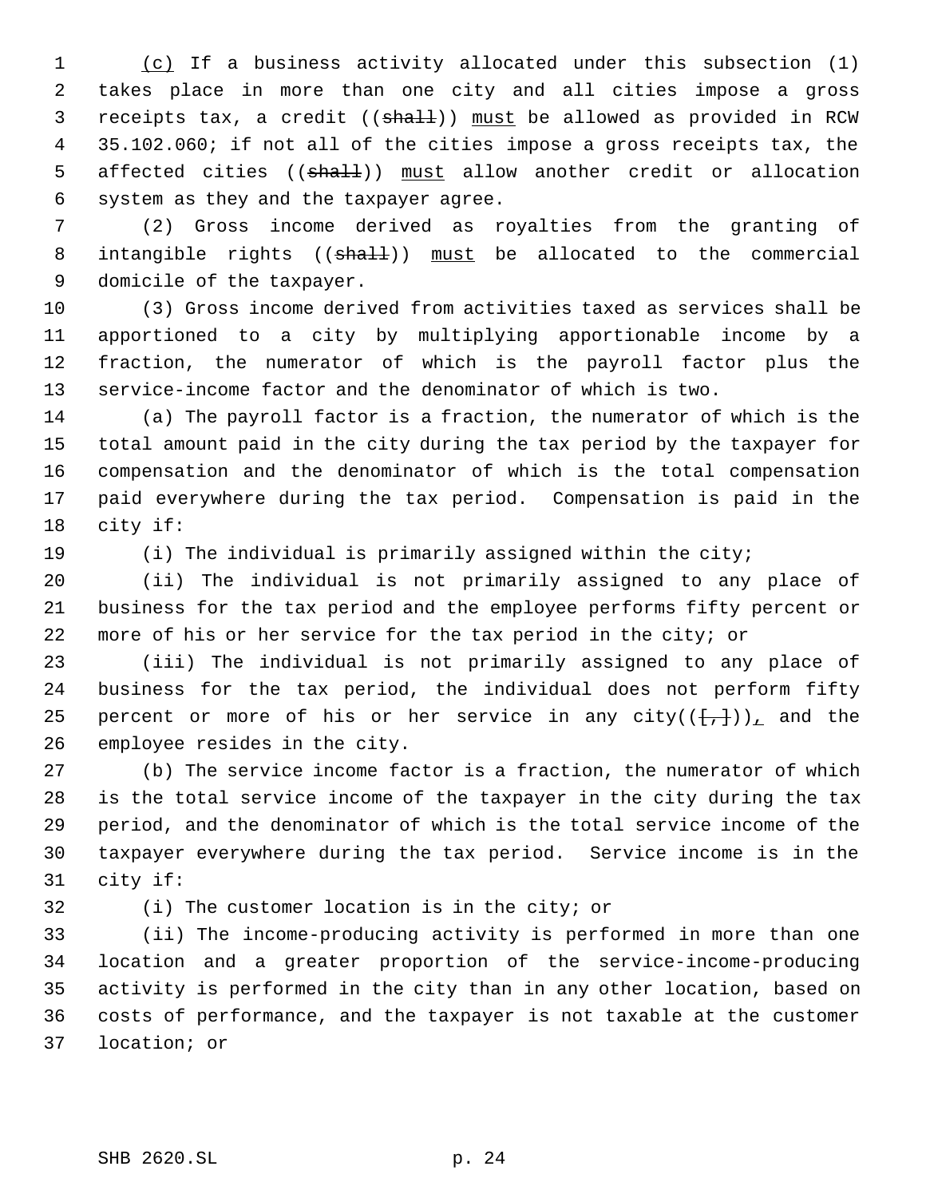(c) If a business activity allocated under this subsection (1) takes place in more than one city and all cities impose a gross receipts tax, a credit ((~~shall~~)) must be allowed as provided in RCW 35.102.060; if not all of the cities impose a gross receipts tax, the affected cities ((~~shall~~)) must allow another credit or allocation system as they and the taxpayer agree.

(2) Gross income derived as royalties from the granting of intangible rights ((~~shall~~)) must be allocated to the commercial domicile of the taxpayer.

(3) Gross income derived from activities taxed as services shall be apportioned to a city by multiplying apportionable income by a fraction, the numerator of which is the payroll factor plus the service-income factor and the denominator of which is two.

(a) The payroll factor is a fraction, the numerator of which is the total amount paid in the city during the tax period by the taxpayer for compensation and the denominator of which is the total compensation paid everywhere during the tax period. Compensation is paid in the city if:

(i) The individual is primarily assigned within the city;

(ii) The individual is not primarily assigned to any place of business for the tax period and the employee performs fifty percent or more of his or her service for the tax period in the city; or

(iii) The individual is not primarily assigned to any place of business for the tax period, the individual does not perform fifty percent or more of his or her service in any city((~~[,]~~)), and the employee resides in the city.

(b) The service income factor is a fraction, the numerator of which is the total service income of the taxpayer in the city during the tax period, and the denominator of which is the total service income of the taxpayer everywhere during the tax period. Service income is in the city if:

(i) The customer location is in the city; or

(ii) The income-producing activity is performed in more than one location and a greater proportion of the service-income-producing activity is performed in the city than in any other location, based on costs of performance, and the taxpayer is not taxable at the customer location; or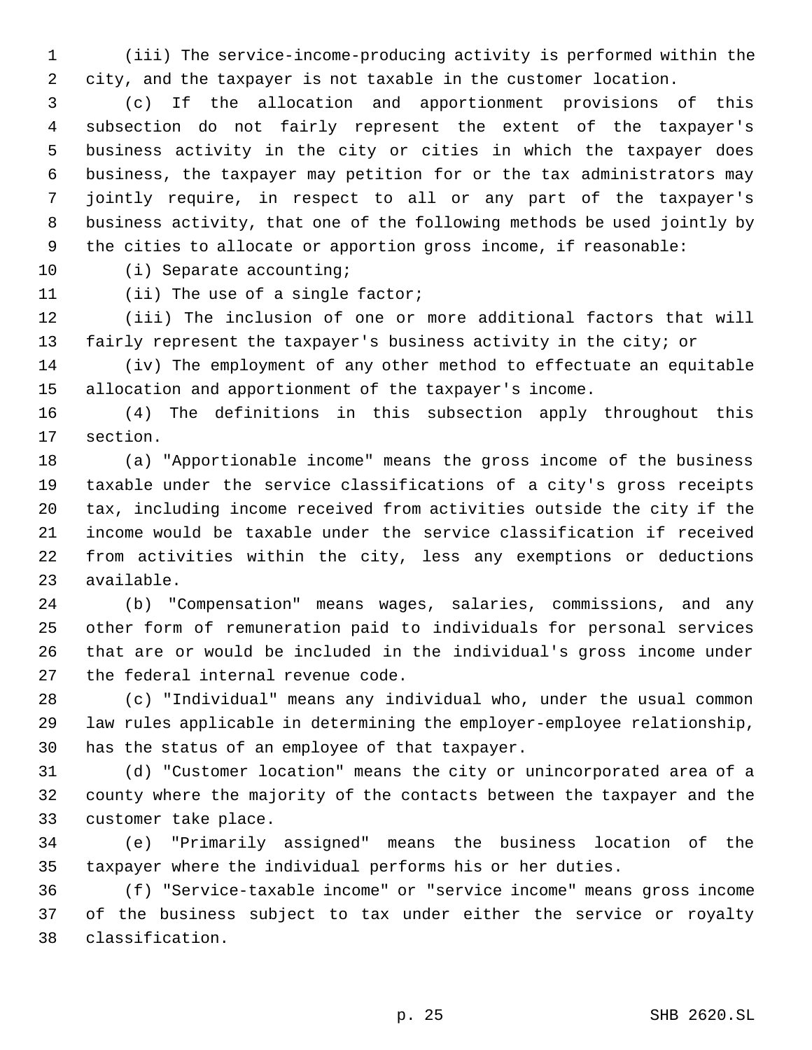(iii) The service-income-producing activity is performed within the city, and the taxpayer is not taxable in the customer location.

(c) If the allocation and apportionment provisions of this subsection do not fairly represent the extent of the taxpayer's business activity in the city or cities in which the taxpayer does business, the taxpayer may petition for or the tax administrators may jointly require, in respect to all or any part of the taxpayer's business activity, that one of the following methods be used jointly by the cities to allocate or apportion gross income, if reasonable:

(i) Separate accounting;

(ii) The use of a single factor;

(iii) The inclusion of one or more additional factors that will fairly represent the taxpayer's business activity in the city; or

(iv) The employment of any other method to effectuate an equitable allocation and apportionment of the taxpayer's income.

(4) The definitions in this subsection apply throughout this section.

(a) "Apportionable income" means the gross income of the business taxable under the service classifications of a city's gross receipts tax, including income received from activities outside the city if the income would be taxable under the service classification if received from activities within the city, less any exemptions or deductions available.

(b) "Compensation" means wages, salaries, commissions, and any other form of remuneration paid to individuals for personal services that are or would be included in the individual's gross income under the federal internal revenue code.

(c) "Individual" means any individual who, under the usual common law rules applicable in determining the employer-employee relationship, has the status of an employee of that taxpayer.

(d) "Customer location" means the city or unincorporated area of a county where the majority of the contacts between the taxpayer and the customer take place.

(e) "Primarily assigned" means the business location of the taxpayer where the individual performs his or her duties.

(f) "Service-taxable income" or "service income" means gross income of the business subject to tax under either the service or royalty classification.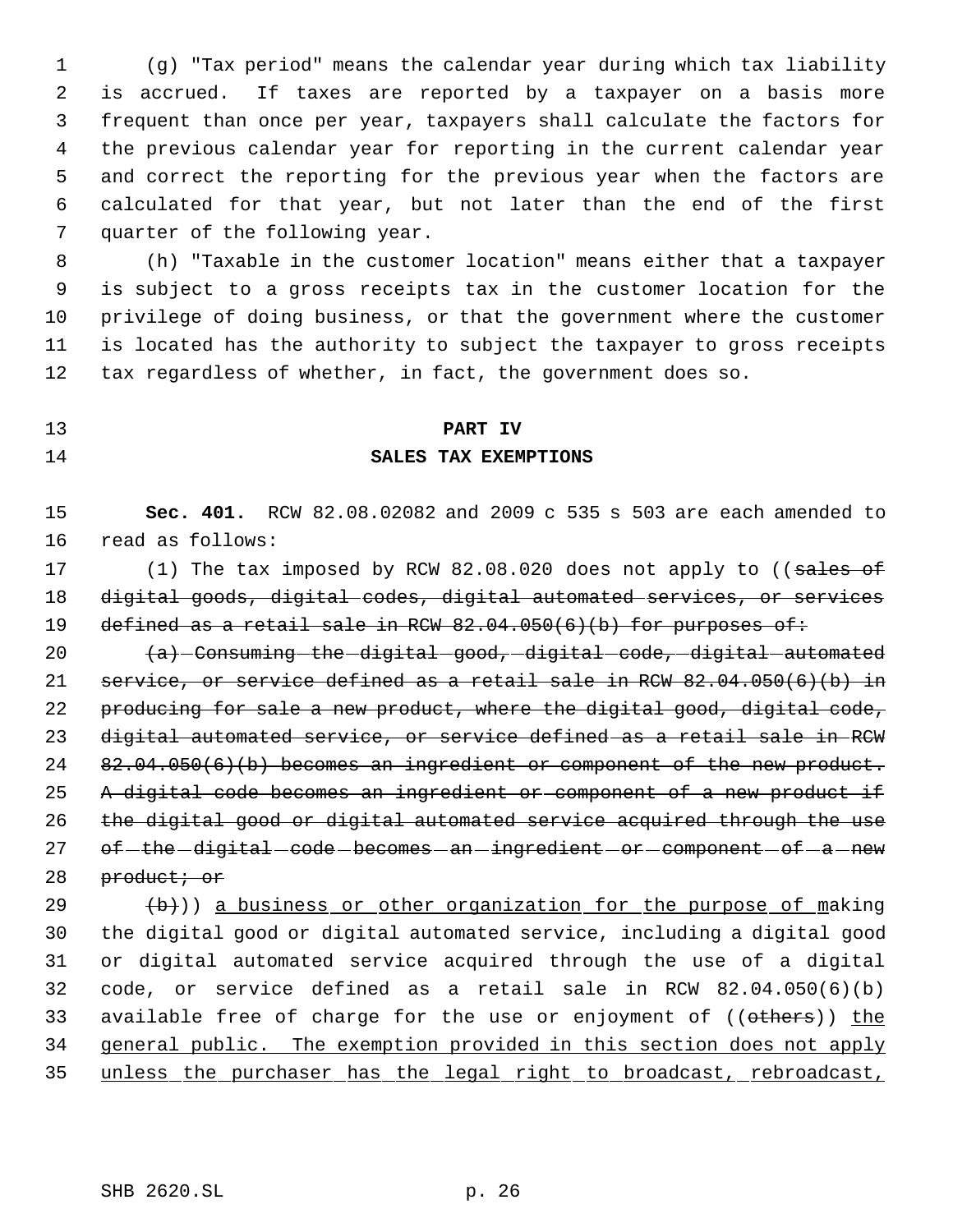(g) "Tax period" means the calendar year during which tax liability is accrued. If taxes are reported by a taxpayer on a basis more frequent than once per year, taxpayers shall calculate the factors for the previous calendar year for reporting in the current calendar year and correct the reporting for the previous year when the factors are calculated for that year, but not later than the end of the first quarter of the following year.

(h) "Taxable in the customer location" means either that a taxpayer is subject to a gross receipts tax in the customer location for the privilege of doing business, or that the government where the customer is located has the authority to subject the taxpayer to gross receipts tax regardless of whether, in fact, the government does so.

## PART IV
## SALES TAX EXEMPTIONS

**Sec. 401.** RCW 82.08.02082 and 2009 c 535 s 503 are each amended to read as follows:

(1) The tax imposed by RCW 82.08.020 does not apply to ((~~sales of digital goods, digital codes, digital automated services, or services defined as a retail sale in RCW 82.04.050(6)(b) for purposes of:~~

~~(a) Consuming the digital good, digital code, digital automated service, or service defined as a retail sale in RCW 82.04.050(6)(b) in producing for sale a new product, where the digital good, digital code, digital automated service, or service defined as a retail sale in RCW 82.04.050(6)(b) becomes an ingredient or component of the new product. A digital code becomes an ingredient or component of a new product if the digital good or digital automated service acquired through the use of the digital code becomes an ingredient or component of a new product; or~~

~~(b)~~)) <u>a business or other organization for the purpose of m</u>aking the digital good or digital automated service, including a digital good or digital automated service acquired through the use of a digital code, or service defined as a retail sale in RCW 82.04.050(6)(b) available free of charge for the use or enjoyment of ((~~others~~)) <u>the general public. The exemption provided in this section does not apply unless the purchaser has the legal right to broadcast, rebroadcast,</u>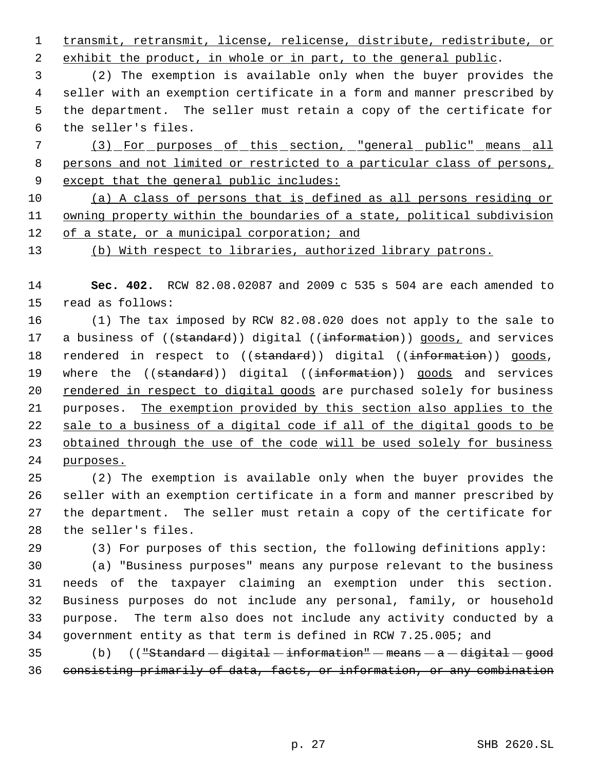transmit, retransmit, license, relicense, distribute, redistribute, or exhibit the product, in whole or in part, to the general public.

(2) The exemption is available only when the buyer provides the seller with an exemption certificate in a form and manner prescribed by the department. The seller must retain a copy of the certificate for the seller's files.

(3) For purposes of this section, "general public" means all persons and not limited or restricted to a particular class of persons, except that the general public includes:

(a) A class of persons that is defined as all persons residing or owning property within the boundaries of a state, political subdivision of a state, or a municipal corporation; and

(b) With respect to libraries, authorized library patrons.

**Sec. 402.** RCW 82.08.02087 and 2009 c 535 s 504 are each amended to read as follows:

(1) The tax imposed by RCW 82.08.020 does not apply to the sale to a business of ((~~standard~~)) digital ((~~information~~)) goods, and services rendered in respect to ((~~standard~~)) digital ((~~information~~)) goods, where the ((~~standard~~)) digital ((~~information~~)) goods and services rendered in respect to digital goods are purchased solely for business purposes. The exemption provided by this section also applies to the sale to a business of a digital code if all of the digital goods to be obtained through the use of the code will be used solely for business purposes.

(2) The exemption is available only when the buyer provides the seller with an exemption certificate in a form and manner prescribed by the department. The seller must retain a copy of the certificate for the seller's files.

(3) For purposes of this section, the following definitions apply:

(a) "Business purposes" means any purpose relevant to the business needs of the taxpayer claiming an exemption under this section. Business purposes do not include any personal, family, or household purpose. The term also does not include any activity conducted by a government entity as that term is defined in RCW 7.25.005; and

(b) ((~~"Standard digital information" means a digital good consisting primarily of data, facts, or information, or any combination~~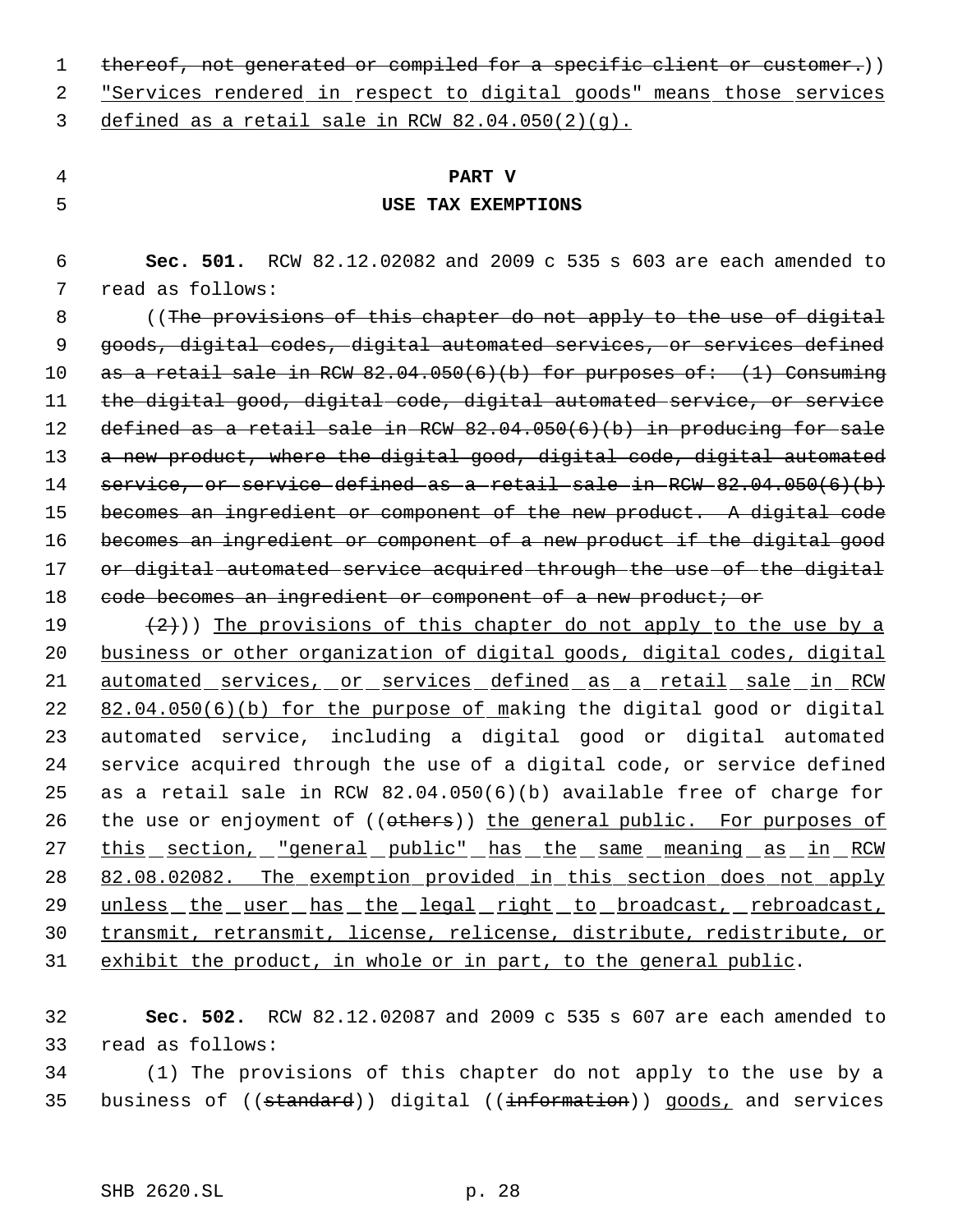thereof, not generated or compiled for a specific client or customer.)) "Services rendered in respect to digital goods" means those services defined as a retail sale in RCW 82.04.050(2)(g).

**PART V**

**USE TAX EXEMPTIONS**

**Sec. 501.** RCW 82.12.02082 and 2009 c 535 s 603 are each amended to read as follows:

((The provisions of this chapter do not apply to the use of digital goods, digital codes, digital automated services, or services defined as a retail sale in RCW 82.04.050(6)(b) for purposes of: (1) Consuming the digital good, digital code, digital automated service, or service defined as a retail sale in RCW 82.04.050(6)(b) in producing for sale a new product, where the digital good, digital code, digital automated service, or service defined as a retail sale in RCW 82.04.050(6)(b) becomes an ingredient or component of the new product. A digital code becomes an ingredient or component of a new product if the digital good or digital automated service acquired through the use of the digital code becomes an ingredient or component of a new product; or

(2))) The provisions of this chapter do not apply to the use by a business or other organization of digital goods, digital codes, digital automated services, or services defined as a retail sale in RCW 82.04.050(6)(b) for the purpose of making the digital good or digital automated service, including a digital good or digital automated service acquired through the use of a digital code, or service defined as a retail sale in RCW 82.04.050(6)(b) available free of charge for the use or enjoyment of ((others)) the general public. For purposes of this section, "general public" has the same meaning as in RCW 82.08.02082. The exemption provided in this section does not apply unless the user has the legal right to broadcast, rebroadcast, transmit, retransmit, license, relicense, distribute, redistribute, or exhibit the product, in whole or in part, to the general public.

**Sec. 502.** RCW 82.12.02087 and 2009 c 535 s 607 are each amended to read as follows:

(1) The provisions of this chapter do not apply to the use by a business of ((standard)) digital ((information)) goods, and services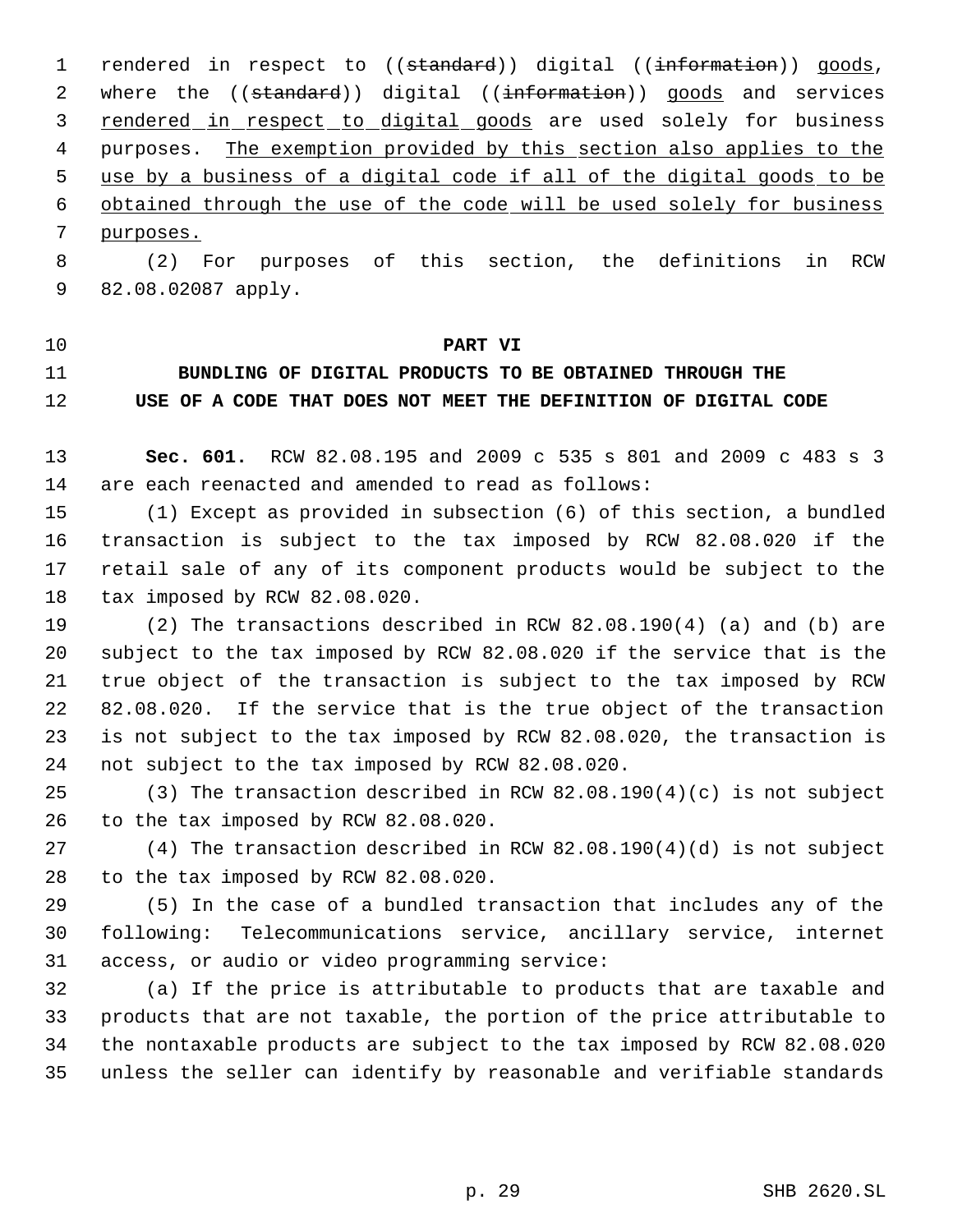rendered in respect to ((~~standard~~)) digital ((~~information~~)) <u>goods</u>, where the ((~~standard~~)) digital ((~~information~~)) <u>goods</u> and services <u>rendered in respect to digital goods</u> are used solely for business purposes. <u>The exemption provided by this section also applies to the use by a business of a digital code if all of the digital goods to be obtained through the use of the code will be used solely for business purposes.</u>

(2) For purposes of this section, the definitions in RCW 82.08.02087 apply.

**PART VI**

**BUNDLING OF DIGITAL PRODUCTS TO BE OBTAINED THROUGH THE USE OF A CODE THAT DOES NOT MEET THE DEFINITION OF DIGITAL CODE**

**Sec. 601.** RCW 82.08.195 and 2009 c 535 s 801 and 2009 c 483 s 3 are each reenacted and amended to read as follows:

(1) Except as provided in subsection (6) of this section, a bundled transaction is subject to the tax imposed by RCW 82.08.020 if the retail sale of any of its component products would be subject to the tax imposed by RCW 82.08.020.

(2) The transactions described in RCW 82.08.190(4) (a) and (b) are subject to the tax imposed by RCW 82.08.020 if the service that is the true object of the transaction is subject to the tax imposed by RCW 82.08.020. If the service that is the true object of the transaction is not subject to the tax imposed by RCW 82.08.020, the transaction is not subject to the tax imposed by RCW 82.08.020.

(3) The transaction described in RCW 82.08.190(4)(c) is not subject to the tax imposed by RCW 82.08.020.

(4) The transaction described in RCW 82.08.190(4)(d) is not subject to the tax imposed by RCW 82.08.020.

(5) In the case of a bundled transaction that includes any of the following: Telecommunications service, ancillary service, internet access, or audio or video programming service:

(a) If the price is attributable to products that are taxable and products that are not taxable, the portion of the price attributable to the nontaxable products are subject to the tax imposed by RCW 82.08.020 unless the seller can identify by reasonable and verifiable standards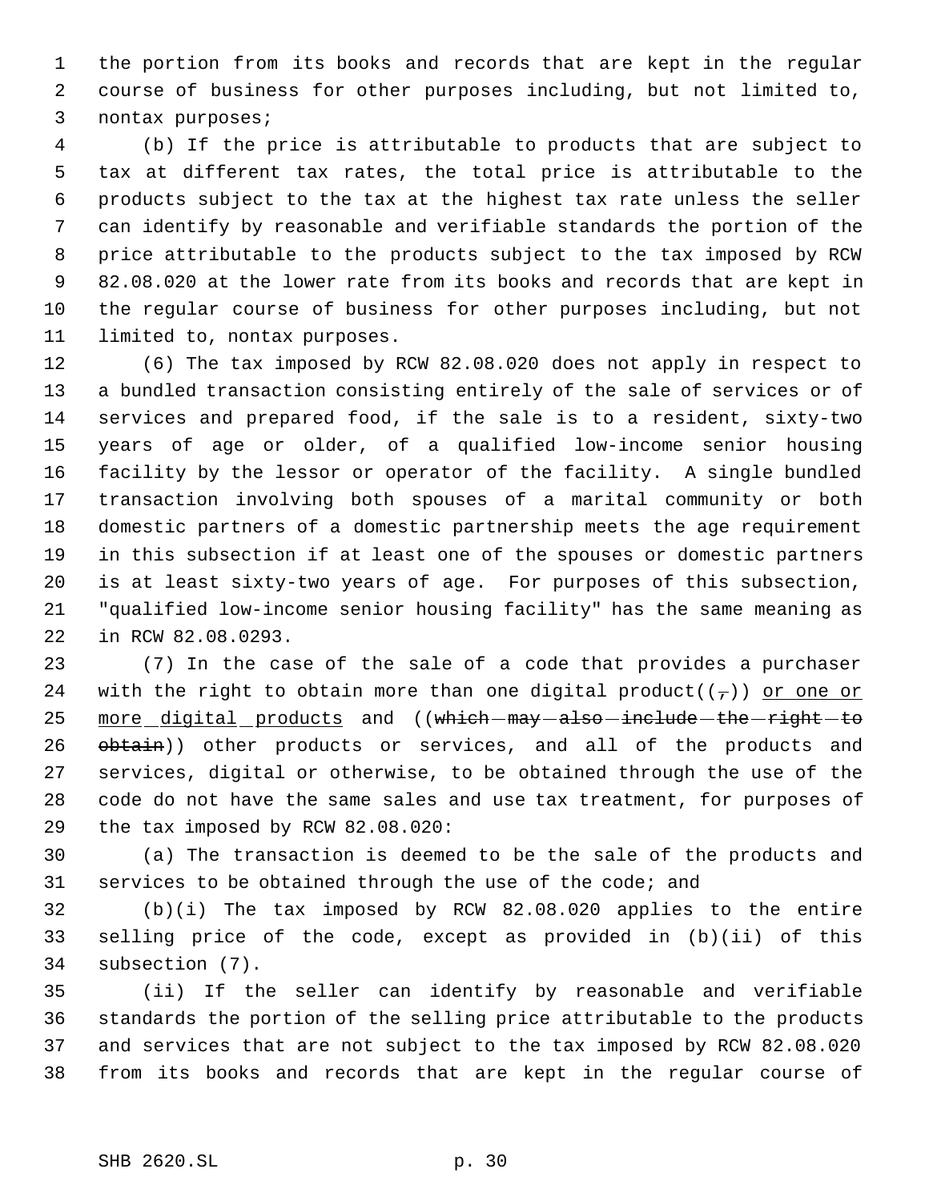the portion from its books and records that are kept in the regular course of business for other purposes including, but not limited to, nontax purposes;

(b) If the price is attributable to products that are subject to tax at different tax rates, the total price is attributable to the products subject to the tax at the highest tax rate unless the seller can identify by reasonable and verifiable standards the portion of the price attributable to the products subject to the tax imposed by RCW 82.08.020 at the lower rate from its books and records that are kept in the regular course of business for other purposes including, but not limited to, nontax purposes.

(6) The tax imposed by RCW 82.08.020 does not apply in respect to a bundled transaction consisting entirely of the sale of services or of services and prepared food, if the sale is to a resident, sixty-two years of age or older, of a qualified low-income senior housing facility by the lessor or operator of the facility. A single bundled transaction involving both spouses of a marital community or both domestic partners of a domestic partnership meets the age requirement in this subsection if at least one of the spouses or domestic partners is at least sixty-two years of age. For purposes of this subsection, "qualified low-income senior housing facility" has the same meaning as in RCW 82.08.0293.

(7) In the case of the sale of a code that provides a purchaser with the right to obtain more than one digital product((~~,~~)) <u>or one or more digital products</u> and ((~~which may also include the right to obtain~~)) other products or services, and all of the products and services, digital or otherwise, to be obtained through the use of the code do not have the same sales and use tax treatment, for purposes of the tax imposed by RCW 82.08.020:

(a) The transaction is deemed to be the sale of the products and services to be obtained through the use of the code; and

(b)(i) The tax imposed by RCW 82.08.020 applies to the entire selling price of the code, except as provided in (b)(ii) of this subsection (7).

(ii) If the seller can identify by reasonable and verifiable standards the portion of the selling price attributable to the products and services that are not subject to the tax imposed by RCW 82.08.020 from its books and records that are kept in the regular course of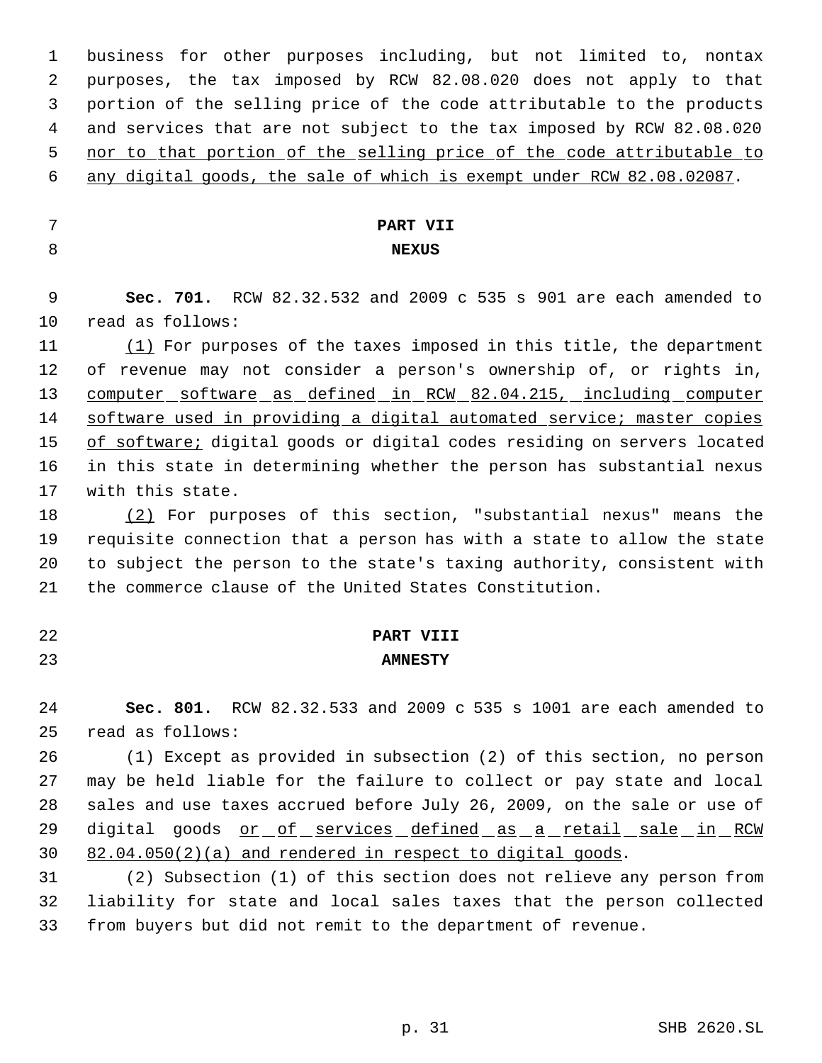business for other purposes including, but not limited to, nontax purposes, the tax imposed by RCW 82.08.020 does not apply to that portion of the selling price of the code attributable to the products and services that are not subject to the tax imposed by RCW 82.08.020 nor to that portion of the selling price of the code attributable to any digital goods, the sale of which is exempt under RCW 82.08.02087.

**PART VII**
**NEXUS**

**Sec. 701.** RCW 82.32.532 and 2009 c 535 s 901 are each amended to read as follows:

(1) For purposes of the taxes imposed in this title, the department of revenue may not consider a person's ownership of, or rights in, computer software as defined in RCW 82.04.215, including computer software used in providing a digital automated service; master copies of software; digital goods or digital codes residing on servers located in this state in determining whether the person has substantial nexus with this state.

(2) For purposes of this section, "substantial nexus" means the requisite connection that a person has with a state to allow the state to subject the person to the state's taxing authority, consistent with the commerce clause of the United States Constitution.

**PART VIII**
**AMNESTY**

**Sec. 801.** RCW 82.32.533 and 2009 c 535 s 1001 are each amended to read as follows:

(1) Except as provided in subsection (2) of this section, no person may be held liable for the failure to collect or pay state and local sales and use taxes accrued before July 26, 2009, on the sale or use of digital goods or of services defined as a retail sale in RCW 82.04.050(2)(a) and rendered in respect to digital goods.

(2) Subsection (1) of this section does not relieve any person from liability for state and local sales taxes that the person collected from buyers but did not remit to the department of revenue.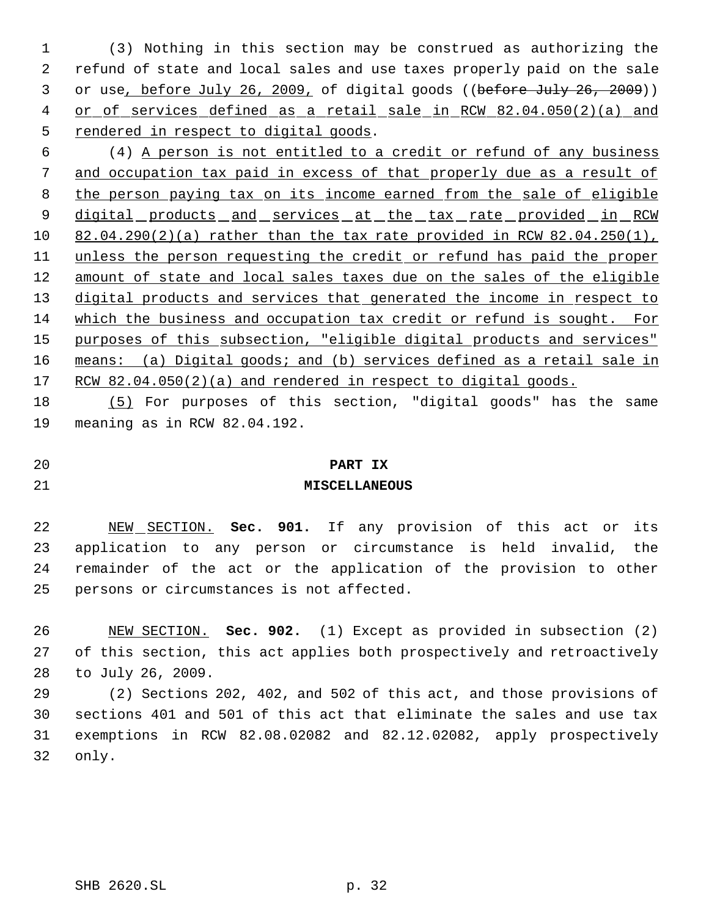(3) Nothing in this section may be construed as authorizing the refund of state and local sales and use taxes properly paid on the sale or use, before July 26, 2009, of digital goods ((~~before July 26, 2009~~)) or of services defined as a retail sale in RCW 82.04.050(2)(a) and rendered in respect to digital goods.

(4) A person is not entitled to a credit or refund of any business and occupation tax paid in excess of that properly due as a result of the person paying tax on its income earned from the sale of eligible digital products and services at the tax rate provided in RCW 82.04.290(2)(a) rather than the tax rate provided in RCW 82.04.250(1), unless the person requesting the credit or refund has paid the proper amount of state and local sales taxes due on the sales of the eligible digital products and services that generated the income in respect to which the business and occupation tax credit or refund is sought. For purposes of this subsection, "eligible digital products and services" means: (a) Digital goods; and (b) services defined as a retail sale in RCW 82.04.050(2)(a) and rendered in respect to digital goods.

(5) For purposes of this section, "digital goods" has the same meaning as in RCW 82.04.192.

## PART IX
## MISCELLANEOUS

NEW SECTION. **Sec. 901.** If any provision of this act or its application to any person or circumstance is held invalid, the remainder of the act or the application of the provision to other persons or circumstances is not affected.

NEW SECTION. **Sec. 902.** (1) Except as provided in subsection (2) of this section, this act applies both prospectively and retroactively to July 26, 2009.

(2) Sections 202, 402, and 502 of this act, and those provisions of sections 401 and 501 of this act that eliminate the sales and use tax exemptions in RCW 82.08.02082 and 82.12.02082, apply prospectively only.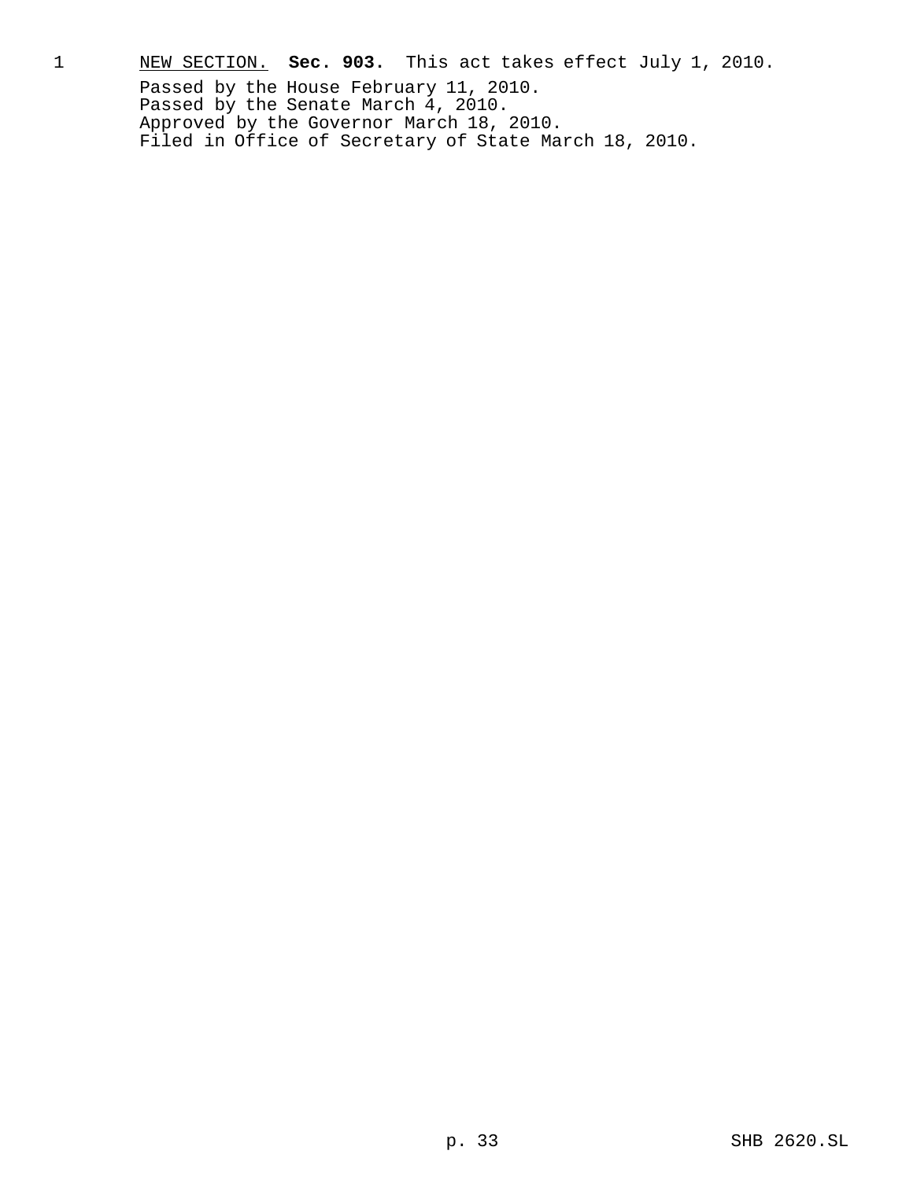NEW SECTION. **Sec. 903.** This act takes effect July 1, 2010.

Passed by the House February 11, 2010.
Passed by the Senate March 4, 2010.
Approved by the Governor March 18, 2010.
Filed in Office of Secretary of State March 18, 2010.